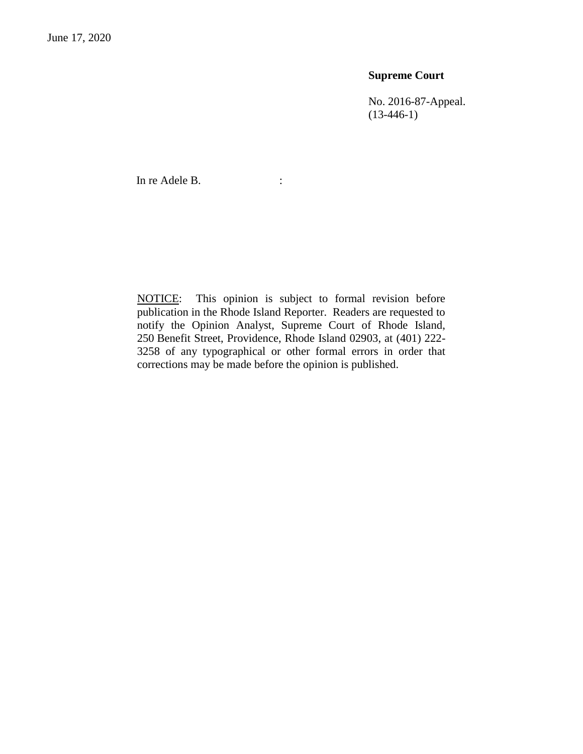June 17, 2020

**Supreme Court**

No. 2016-87-Appeal.
(13-446-1)

In re Adele B. :

NOTICE: This opinion is subject to formal revision before publication in the Rhode Island Reporter. Readers are requested to notify the Opinion Analyst, Supreme Court of Rhode Island, 250 Benefit Street, Providence, Rhode Island 02903, at (401) 222-3258 of any typographical or other formal errors in order that corrections may be made before the opinion is published.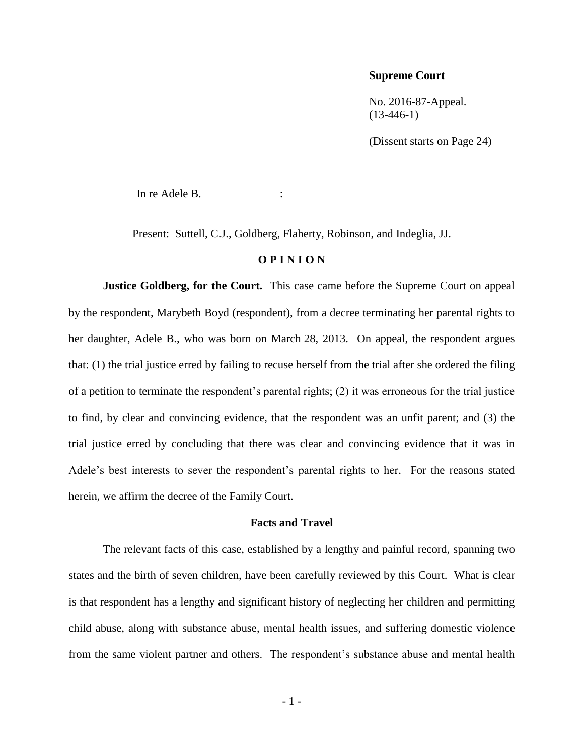**Supreme Court**

No. 2016-87-Appeal.
(13-446-1)

(Dissent starts on Page 24)

In re Adele B. :

Present: Suttell, C.J., Goldberg, Flaherty, Robinson, and Indeglia, JJ.

## O P I N I O N

**Justice Goldberg, for the Court.** This case came before the Supreme Court on appeal by the respondent, Marybeth Boyd (respondent), from a decree terminating her parental rights to her daughter, Adele B., who was born on March 28, 2013. On appeal, the respondent argues that: (1) the trial justice erred by failing to recuse herself from the trial after she ordered the filing of a petition to terminate the respondent's parental rights; (2) it was erroneous for the trial justice to find, by clear and convincing evidence, that the respondent was an unfit parent; and (3) the trial justice erred by concluding that there was clear and convincing evidence that it was in Adele's best interests to sever the respondent's parental rights to her. For the reasons stated herein, we affirm the decree of the Family Court.

### Facts and Travel

The relevant facts of this case, established by a lengthy and painful record, spanning two states and the birth of seven children, have been carefully reviewed by this Court. What is clear is that respondent has a lengthy and significant history of neglecting her children and permitting child abuse, along with substance abuse, mental health issues, and suffering domestic violence from the same violent partner and others. The respondent's substance abuse and mental health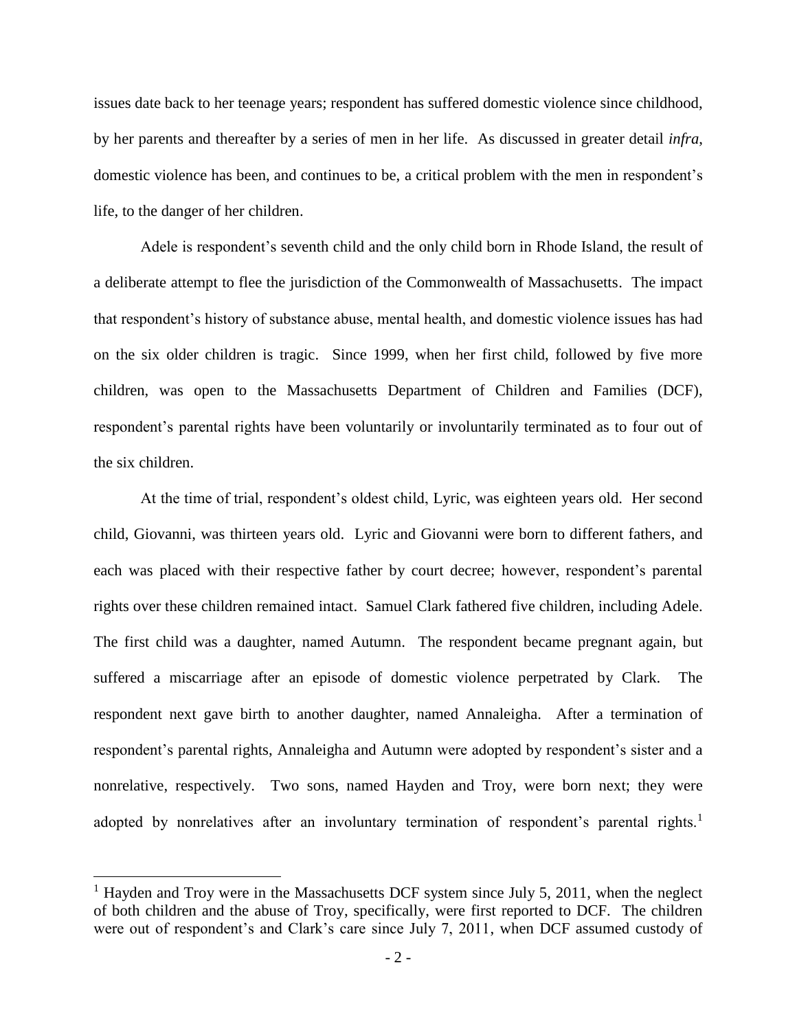issues date back to her teenage years; respondent has suffered domestic violence since childhood, by her parents and thereafter by a series of men in her life. As discussed in greater detail *infra*, domestic violence has been, and continues to be, a critical problem with the men in respondent's life, to the danger of her children.

Adele is respondent's seventh child and the only child born in Rhode Island, the result of a deliberate attempt to flee the jurisdiction of the Commonwealth of Massachusetts. The impact that respondent's history of substance abuse, mental health, and domestic violence issues has had on the six older children is tragic. Since 1999, when her first child, followed by five more children, was open to the Massachusetts Department of Children and Families (DCF), respondent's parental rights have been voluntarily or involuntarily terminated as to four out of the six children.

At the time of trial, respondent's oldest child, Lyric, was eighteen years old. Her second child, Giovanni, was thirteen years old. Lyric and Giovanni were born to different fathers, and each was placed with their respective father by court decree; however, respondent's parental rights over these children remained intact. Samuel Clark fathered five children, including Adele. The first child was a daughter, named Autumn. The respondent became pregnant again, but suffered a miscarriage after an episode of domestic violence perpetrated by Clark. The respondent next gave birth to another daughter, named Annaleigha. After a termination of respondent's parental rights, Annaleigha and Autumn were adopted by respondent's sister and a nonrelative, respectively. Two sons, named Hayden and Troy, were born next; they were adopted by nonrelatives after an involuntary termination of respondent's parental rights.[1]

[1] Hayden and Troy were in the Massachusetts DCF system since July 5, 2011, when the neglect of both children and the abuse of Troy, specifically, were first reported to DCF. The children were out of respondent's and Clark's care since July 7, 2011, when DCF assumed custody of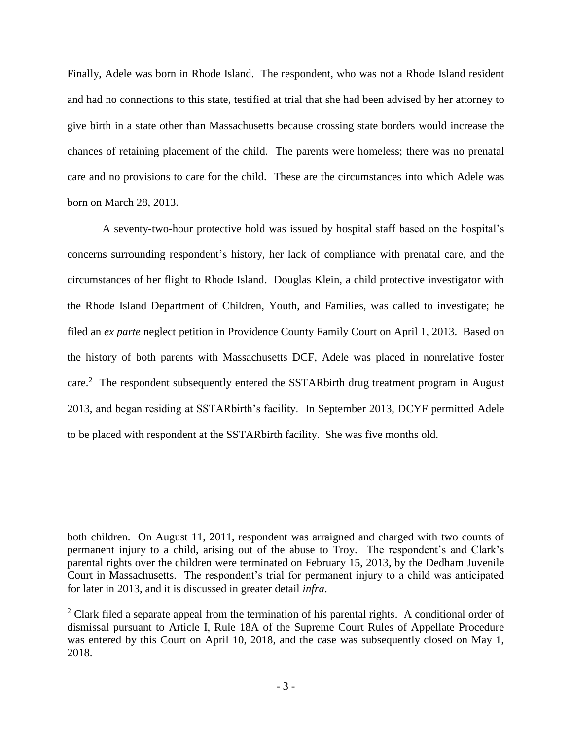Finally, Adele was born in Rhode Island. The respondent, who was not a Rhode Island resident and had no connections to this state, testified at trial that she had been advised by her attorney to give birth in a state other than Massachusetts because crossing state borders would increase the chances of retaining placement of the child. The parents were homeless; there was no prenatal care and no provisions to care for the child. These are the circumstances into which Adele was born on March 28, 2013.

A seventy-two-hour protective hold was issued by hospital staff based on the hospital's concerns surrounding respondent's history, her lack of compliance with prenatal care, and the circumstances of her flight to Rhode Island. Douglas Klein, a child protective investigator with the Rhode Island Department of Children, Youth, and Families, was called to investigate; he filed an *ex parte* neglect petition in Providence County Family Court on April 1, 2013. Based on the history of both parents with Massachusetts DCF, Adele was placed in nonrelative foster care.[2] The respondent subsequently entered the SSTARbirth drug treatment program in August 2013, and began residing at SSTARbirth's facility. In September 2013, DCYF permitted Adele to be placed with respondent at the SSTARbirth facility. She was five months old.

---

both children. On August 11, 2011, respondent was arraigned and charged with two counts of permanent injury to a child, arising out of the abuse to Troy. The respondent's and Clark's parental rights over the children were terminated on February 15, 2013, by the Dedham Juvenile Court in Massachusetts. The respondent's trial for permanent injury to a child was anticipated for later in 2013, and it is discussed in greater detail *infra*.

[2] Clark filed a separate appeal from the termination of his parental rights. A conditional order of dismissal pursuant to Article I, Rule 18A of the Supreme Court Rules of Appellate Procedure was entered by this Court on April 10, 2018, and the case was subsequently closed on May 1, 2018.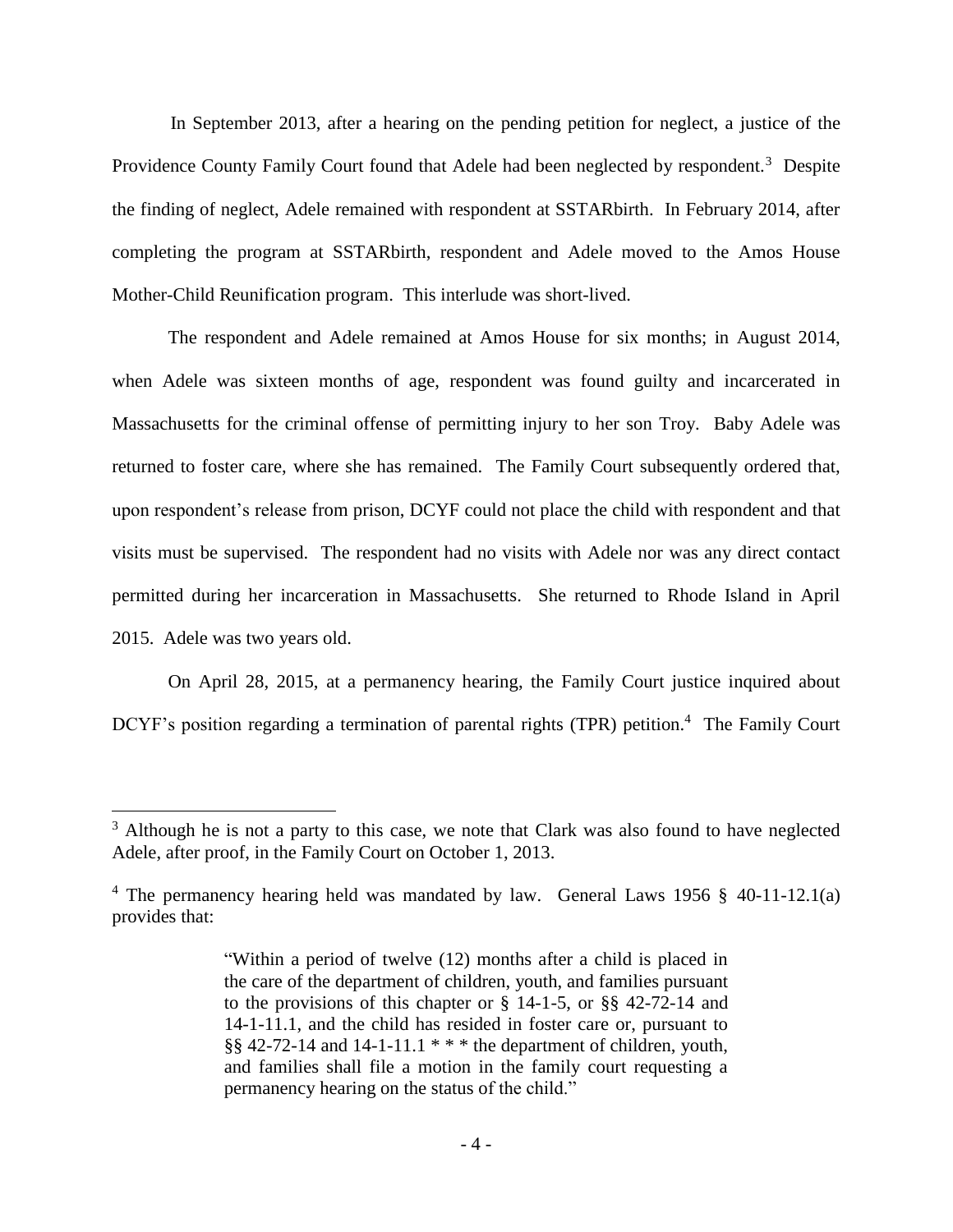In September 2013, after a hearing on the pending petition for neglect, a justice of the Providence County Family Court found that Adele had been neglected by respondent.[3] Despite the finding of neglect, Adele remained with respondent at SSTARbirth. In February 2014, after completing the program at SSTARbirth, respondent and Adele moved to the Amos House Mother-Child Reunification program. This interlude was short-lived.

The respondent and Adele remained at Amos House for six months; in August 2014, when Adele was sixteen months of age, respondent was found guilty and incarcerated in Massachusetts for the criminal offense of permitting injury to her son Troy. Baby Adele was returned to foster care, where she has remained. The Family Court subsequently ordered that, upon respondent's release from prison, DCYF could not place the child with respondent and that visits must be supervised. The respondent had no visits with Adele nor was any direct contact permitted during her incarceration in Massachusetts. She returned to Rhode Island in April 2015. Adele was two years old.

On April 28, 2015, at a permanency hearing, the Family Court justice inquired about DCYF's position regarding a termination of parental rights (TPR) petition.[4] The Family Court

---

[3] Although he is not a party to this case, we note that Clark was also found to have neglected Adele, after proof, in the Family Court on October 1, 2013.

[4] The permanency hearing held was mandated by law. General Laws 1956 § 40-11-12.1(a) provides that:

> "Within a period of twelve (12) months after a child is placed in the care of the department of children, youth, and families pursuant to the provisions of this chapter or § 14-1-5, or §§ 42-72-14 and 14-1-11.1, and the child has resided in foster care or, pursuant to §§ 42-72-14 and 14-1-11.1 * * * the department of children, youth, and families shall file a motion in the family court requesting a permanency hearing on the status of the child."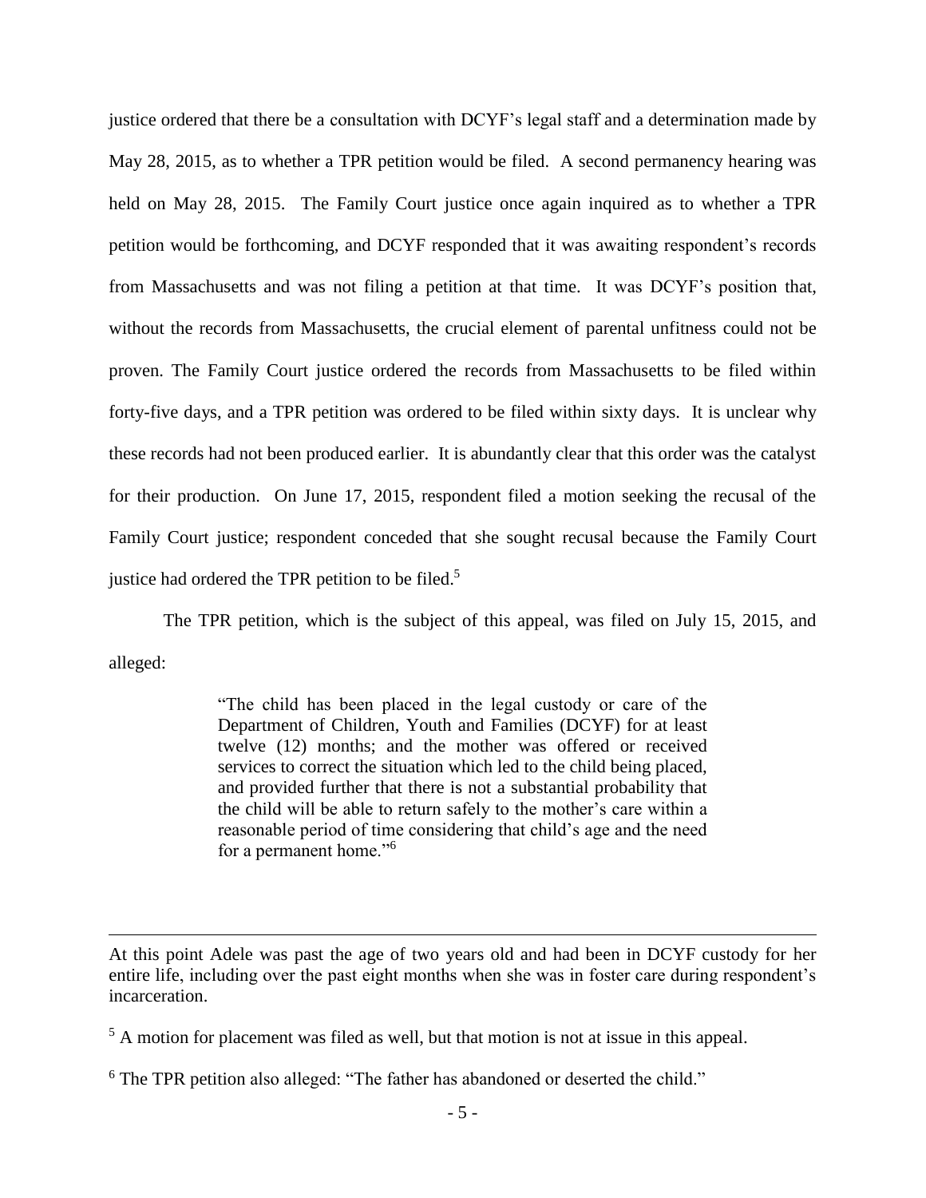justice ordered that there be a consultation with DCYF's legal staff and a determination made by May 28, 2015, as to whether a TPR petition would be filed. A second permanency hearing was held on May 28, 2015. The Family Court justice once again inquired as to whether a TPR petition would be forthcoming, and DCYF responded that it was awaiting respondent's records from Massachusetts and was not filing a petition at that time. It was DCYF's position that, without the records from Massachusetts, the crucial element of parental unfitness could not be proven. The Family Court justice ordered the records from Massachusetts to be filed within forty-five days, and a TPR petition was ordered to be filed within sixty days. It is unclear why these records had not been produced earlier. It is abundantly clear that this order was the catalyst for their production. On June 17, 2015, respondent filed a motion seeking the recusal of the Family Court justice; respondent conceded that she sought recusal because the Family Court justice had ordered the TPR petition to be filed.[5]

The TPR petition, which is the subject of this appeal, was filed on July 15, 2015, and alleged:

> "The child has been placed in the legal custody or care of the Department of Children, Youth and Families (DCYF) for at least twelve (12) months; and the mother was offered or received services to correct the situation which led to the child being placed, and provided further that there is not a substantial probability that the child will be able to return safely to the mother's care within a reasonable period of time considering that child's age and the need for a permanent home."[6]

---

At this point Adele was past the age of two years old and had been in DCYF custody for her entire life, including over the past eight months when she was in foster care during respondent's incarceration.

[5] A motion for placement was filed as well, but that motion is not at issue in this appeal.

[6] The TPR petition also alleged: "The father has abandoned or deserted the child."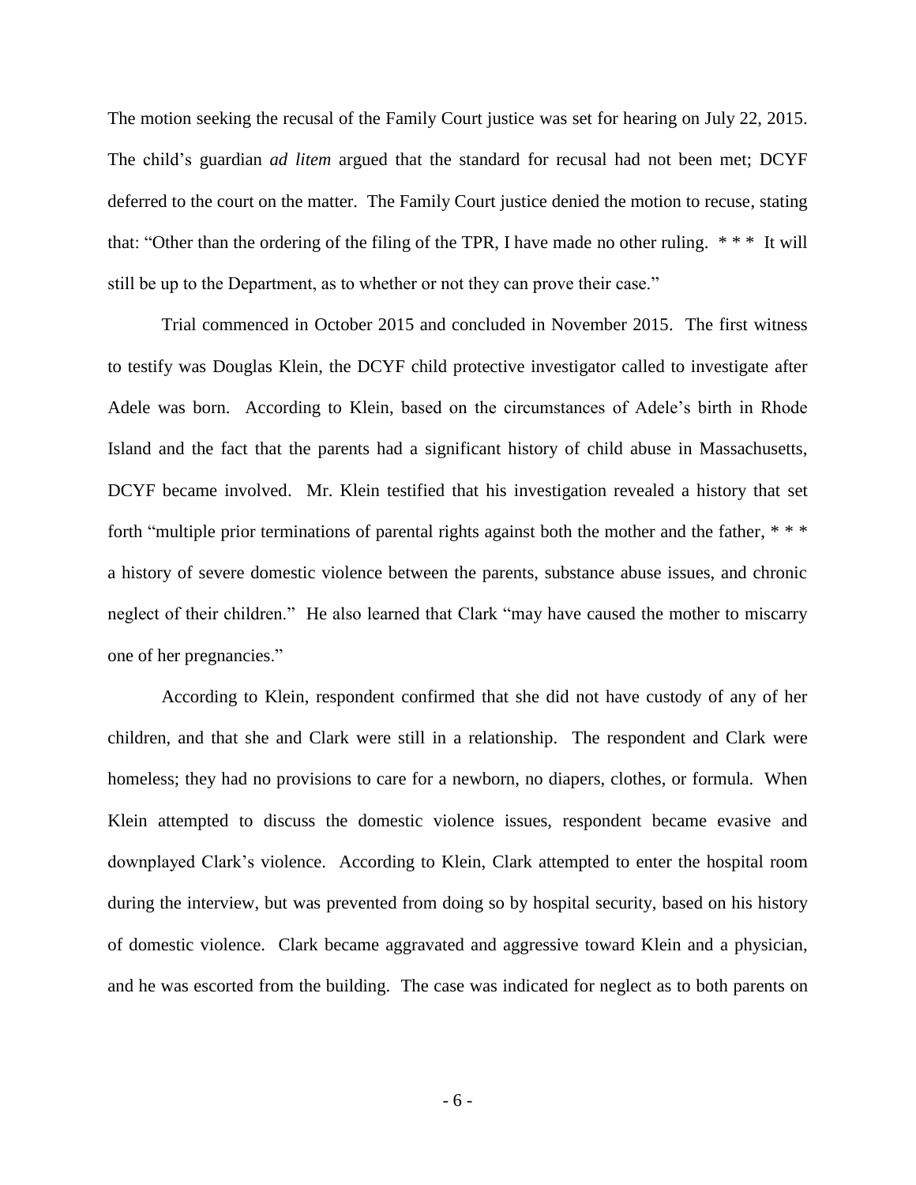The motion seeking the recusal of the Family Court justice was set for hearing on July 22, 2015. The child's guardian *ad litem* argued that the standard for recusal had not been met; DCYF deferred to the court on the matter. The Family Court justice denied the motion to recuse, stating that: "Other than the ordering of the filing of the TPR, I have made no other ruling. * * * It will still be up to the Department, as to whether or not they can prove their case."

Trial commenced in October 2015 and concluded in November 2015. The first witness to testify was Douglas Klein, the DCYF child protective investigator called to investigate after Adele was born. According to Klein, based on the circumstances of Adele's birth in Rhode Island and the fact that the parents had a significant history of child abuse in Massachusetts, DCYF became involved. Mr. Klein testified that his investigation revealed a history that set forth "multiple prior terminations of parental rights against both the mother and the father, * * * a history of severe domestic violence between the parents, substance abuse issues, and chronic neglect of their children." He also learned that Clark "may have caused the mother to miscarry one of her pregnancies."

According to Klein, respondent confirmed that she did not have custody of any of her children, and that she and Clark were still in a relationship. The respondent and Clark were homeless; they had no provisions to care for a newborn, no diapers, clothes, or formula. When Klein attempted to discuss the domestic violence issues, respondent became evasive and downplayed Clark's violence. According to Klein, Clark attempted to enter the hospital room during the interview, but was prevented from doing so by hospital security, based on his history of domestic violence. Clark became aggravated and aggressive toward Klein and a physician, and he was escorted from the building. The case was indicated for neglect as to both parents on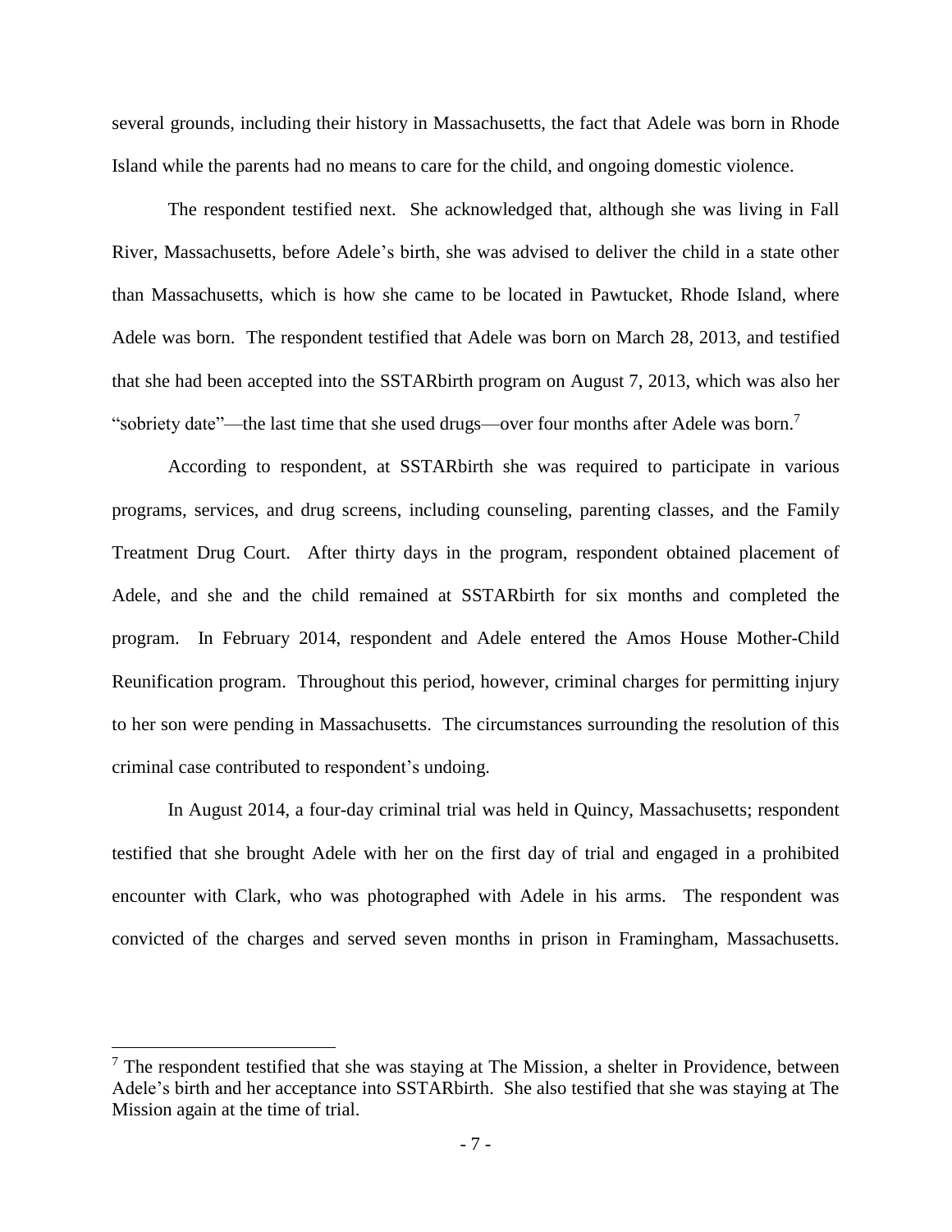several grounds, including their history in Massachusetts, the fact that Adele was born in Rhode Island while the parents had no means to care for the child, and ongoing domestic violence.

The respondent testified next. She acknowledged that, although she was living in Fall River, Massachusetts, before Adele's birth, she was advised to deliver the child in a state other than Massachusetts, which is how she came to be located in Pawtucket, Rhode Island, where Adele was born. The respondent testified that Adele was born on March 28, 2013, and testified that she had been accepted into the SSTARbirth program on August 7, 2013, which was also her "sobriety date"—the last time that she used drugs—over four months after Adele was born.[7]

According to respondent, at SSTARbirth she was required to participate in various programs, services, and drug screens, including counseling, parenting classes, and the Family Treatment Drug Court. After thirty days in the program, respondent obtained placement of Adele, and she and the child remained at SSTARbirth for six months and completed the program. In February 2014, respondent and Adele entered the Amos House Mother-Child Reunification program. Throughout this period, however, criminal charges for permitting injury to her son were pending in Massachusetts. The circumstances surrounding the resolution of this criminal case contributed to respondent's undoing.

In August 2014, a four-day criminal trial was held in Quincy, Massachusetts; respondent testified that she brought Adele with her on the first day of trial and engaged in a prohibited encounter with Clark, who was photographed with Adele in his arms. The respondent was convicted of the charges and served seven months in prison in Framingham, Massachusetts.

---

[7] The respondent testified that she was staying at The Mission, a shelter in Providence, between Adele's birth and her acceptance into SSTARbirth. She also testified that she was staying at The Mission again at the time of trial.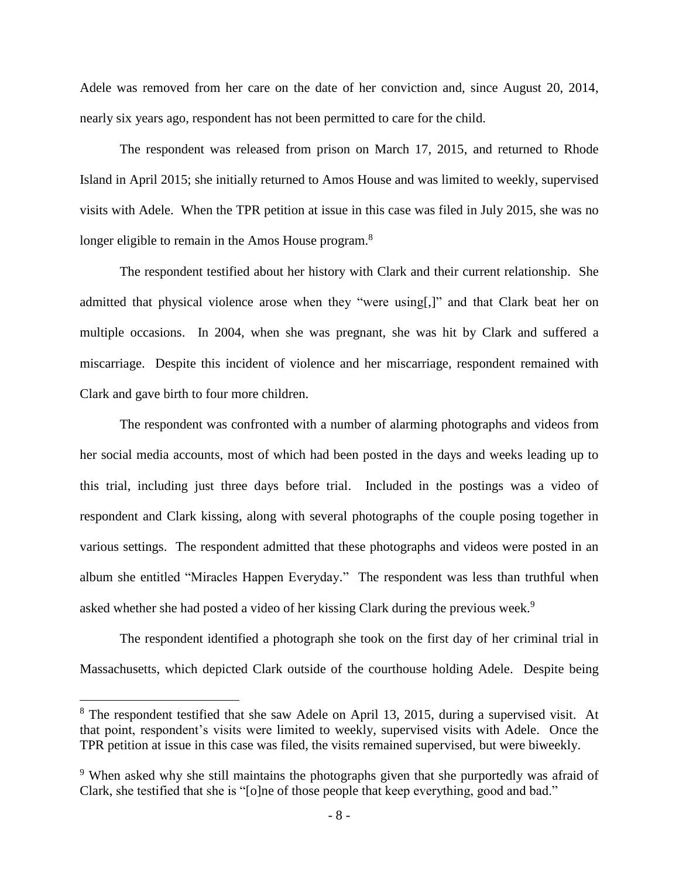Adele was removed from her care on the date of her conviction and, since August 20, 2014, nearly six years ago, respondent has not been permitted to care for the child.

The respondent was released from prison on March 17, 2015, and returned to Rhode Island in April 2015; she initially returned to Amos House and was limited to weekly, supervised visits with Adele. When the TPR petition at issue in this case was filed in July 2015, she was no longer eligible to remain in the Amos House program.[8]

The respondent testified about her history with Clark and their current relationship. She admitted that physical violence arose when they "were using[,]" and that Clark beat her on multiple occasions. In 2004, when she was pregnant, she was hit by Clark and suffered a miscarriage. Despite this incident of violence and her miscarriage, respondent remained with Clark and gave birth to four more children.

The respondent was confronted with a number of alarming photographs and videos from her social media accounts, most of which had been posted in the days and weeks leading up to this trial, including just three days before trial. Included in the postings was a video of respondent and Clark kissing, along with several photographs of the couple posing together in various settings. The respondent admitted that these photographs and videos were posted in an album she entitled "Miracles Happen Everyday." The respondent was less than truthful when asked whether she had posted a video of her kissing Clark during the previous week.[9]

The respondent identified a photograph she took on the first day of her criminal trial in Massachusetts, which depicted Clark outside of the courthouse holding Adele. Despite being

---

[8] The respondent testified that she saw Adele on April 13, 2015, during a supervised visit. At that point, respondent's visits were limited to weekly, supervised visits with Adele. Once the TPR petition at issue in this case was filed, the visits remained supervised, but were biweekly.

[9] When asked why she still maintains the photographs given that she purportedly was afraid of Clark, she testified that she is "[o]ne of those people that keep everything, good and bad."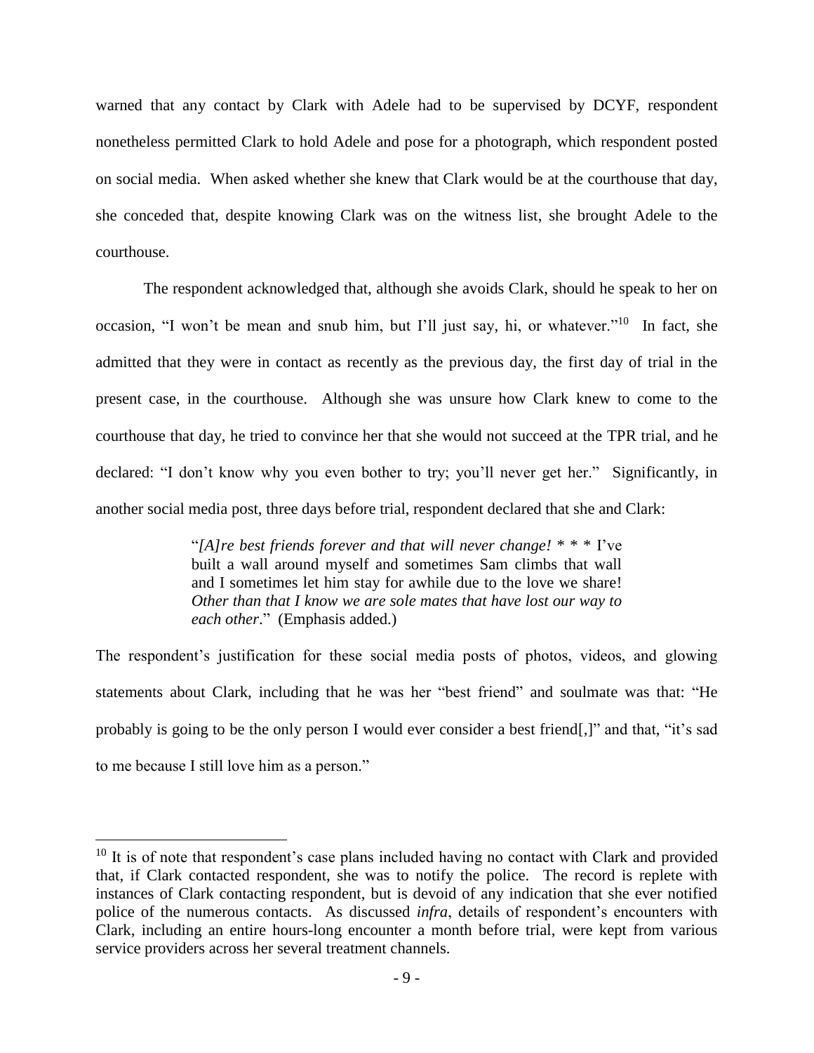warned that any contact by Clark with Adele had to be supervised by DCYF, respondent nonetheless permitted Clark to hold Adele and pose for a photograph, which respondent posted on social media. When asked whether she knew that Clark would be at the courthouse that day, she conceded that, despite knowing Clark was on the witness list, she brought Adele to the courthouse.

The respondent acknowledged that, although she avoids Clark, should he speak to her on occasion, "I won't be mean and snub him, but I'll just say, hi, or whatever."[10] In fact, she admitted that they were in contact as recently as the previous day, the first day of trial in the present case, in the courthouse. Although she was unsure how Clark knew to come to the courthouse that day, he tried to convince her that she would not succeed at the TPR trial, and he declared: "I don't know why you even bother to try; you'll never get her." Significantly, in another social media post, three days before trial, respondent declared that she and Clark:

> "*[A]re best friends forever and that will never change!* * * * I've built a wall around myself and sometimes Sam climbs that wall and I sometimes let him stay for awhile due to the love we share! *Other than that I know we are sole mates that have lost our way to each other*." (Emphasis added.)

The respondent's justification for these social media posts of photos, videos, and glowing statements about Clark, including that he was her "best friend" and soulmate was that: "He probably is going to be the only person I would ever consider a best friend[,]" and that, "it's sad to me because I still love him as a person."

---

[10] It is of note that respondent's case plans included having no contact with Clark and provided that, if Clark contacted respondent, she was to notify the police. The record is replete with instances of Clark contacting respondent, but is devoid of any indication that she ever notified police of the numerous contacts. As discussed *infra*, details of respondent's encounters with Clark, including an entire hours-long encounter a month before trial, were kept from various service providers across her several treatment channels.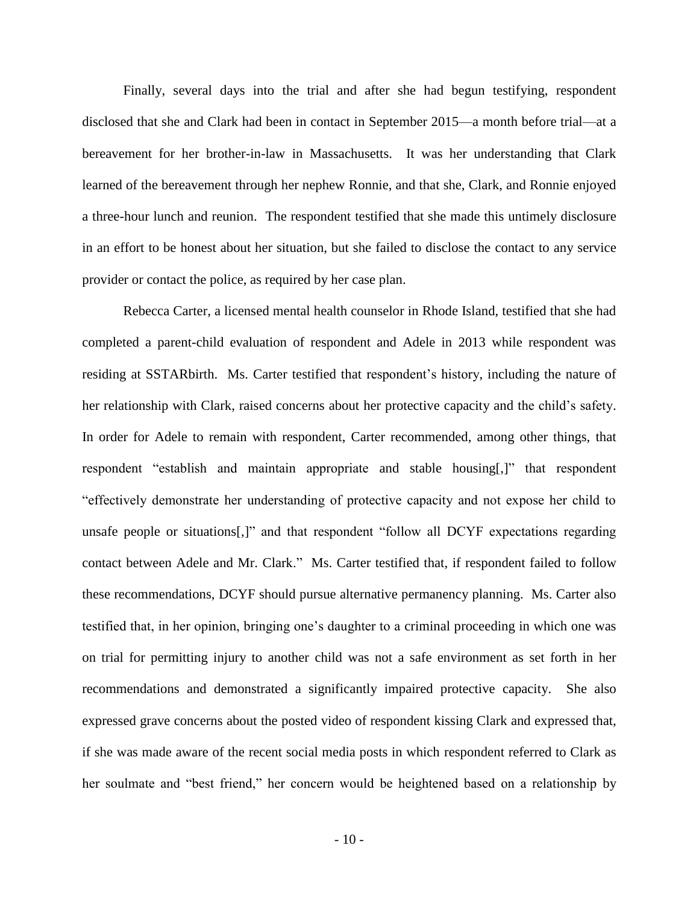Finally, several days into the trial and after she had begun testifying, respondent disclosed that she and Clark had been in contact in September 2015—a month before trial—at a bereavement for her brother-in-law in Massachusetts. It was her understanding that Clark learned of the bereavement through her nephew Ronnie, and that she, Clark, and Ronnie enjoyed a three-hour lunch and reunion. The respondent testified that she made this untimely disclosure in an effort to be honest about her situation, but she failed to disclose the contact to any service provider or contact the police, as required by her case plan.

Rebecca Carter, a licensed mental health counselor in Rhode Island, testified that she had completed a parent-child evaluation of respondent and Adele in 2013 while respondent was residing at SSTARbirth. Ms. Carter testified that respondent's history, including the nature of her relationship with Clark, raised concerns about her protective capacity and the child's safety. In order for Adele to remain with respondent, Carter recommended, among other things, that respondent "establish and maintain appropriate and stable housing[,]" that respondent "effectively demonstrate her understanding of protective capacity and not expose her child to unsafe people or situations[,]" and that respondent "follow all DCYF expectations regarding contact between Adele and Mr. Clark." Ms. Carter testified that, if respondent failed to follow these recommendations, DCYF should pursue alternative permanency planning. Ms. Carter also testified that, in her opinion, bringing one's daughter to a criminal proceeding in which one was on trial for permitting injury to another child was not a safe environment as set forth in her recommendations and demonstrated a significantly impaired protective capacity. She also expressed grave concerns about the posted video of respondent kissing Clark and expressed that, if she was made aware of the recent social media posts in which respondent referred to Clark as her soulmate and "best friend," her concern would be heightened based on a relationship by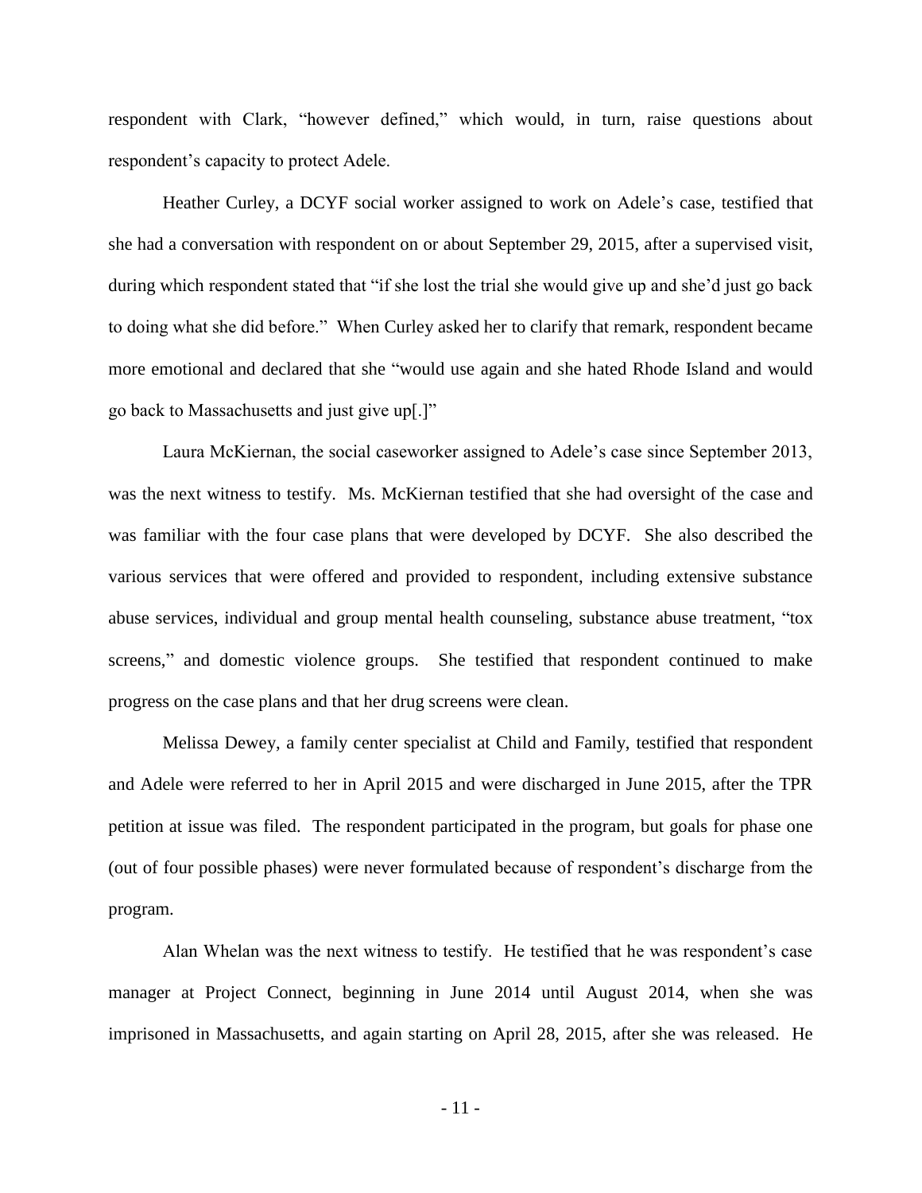respondent with Clark, "however defined," which would, in turn, raise questions about respondent's capacity to protect Adele.

Heather Curley, a DCYF social worker assigned to work on Adele's case, testified that she had a conversation with respondent on or about September 29, 2015, after a supervised visit, during which respondent stated that "if she lost the trial she would give up and she'd just go back to doing what she did before." When Curley asked her to clarify that remark, respondent became more emotional and declared that she "would use again and she hated Rhode Island and would go back to Massachusetts and just give up[.]"

Laura McKiernan, the social caseworker assigned to Adele's case since September 2013, was the next witness to testify. Ms. McKiernan testified that she had oversight of the case and was familiar with the four case plans that were developed by DCYF. She also described the various services that were offered and provided to respondent, including extensive substance abuse services, individual and group mental health counseling, substance abuse treatment, "tox screens," and domestic violence groups. She testified that respondent continued to make progress on the case plans and that her drug screens were clean.

Melissa Dewey, a family center specialist at Child and Family, testified that respondent and Adele were referred to her in April 2015 and were discharged in June 2015, after the TPR petition at issue was filed. The respondent participated in the program, but goals for phase one (out of four possible phases) were never formulated because of respondent's discharge from the program.

Alan Whelan was the next witness to testify. He testified that he was respondent's case manager at Project Connect, beginning in June 2014 until August 2014, when she was imprisoned in Massachusetts, and again starting on April 28, 2015, after she was released. He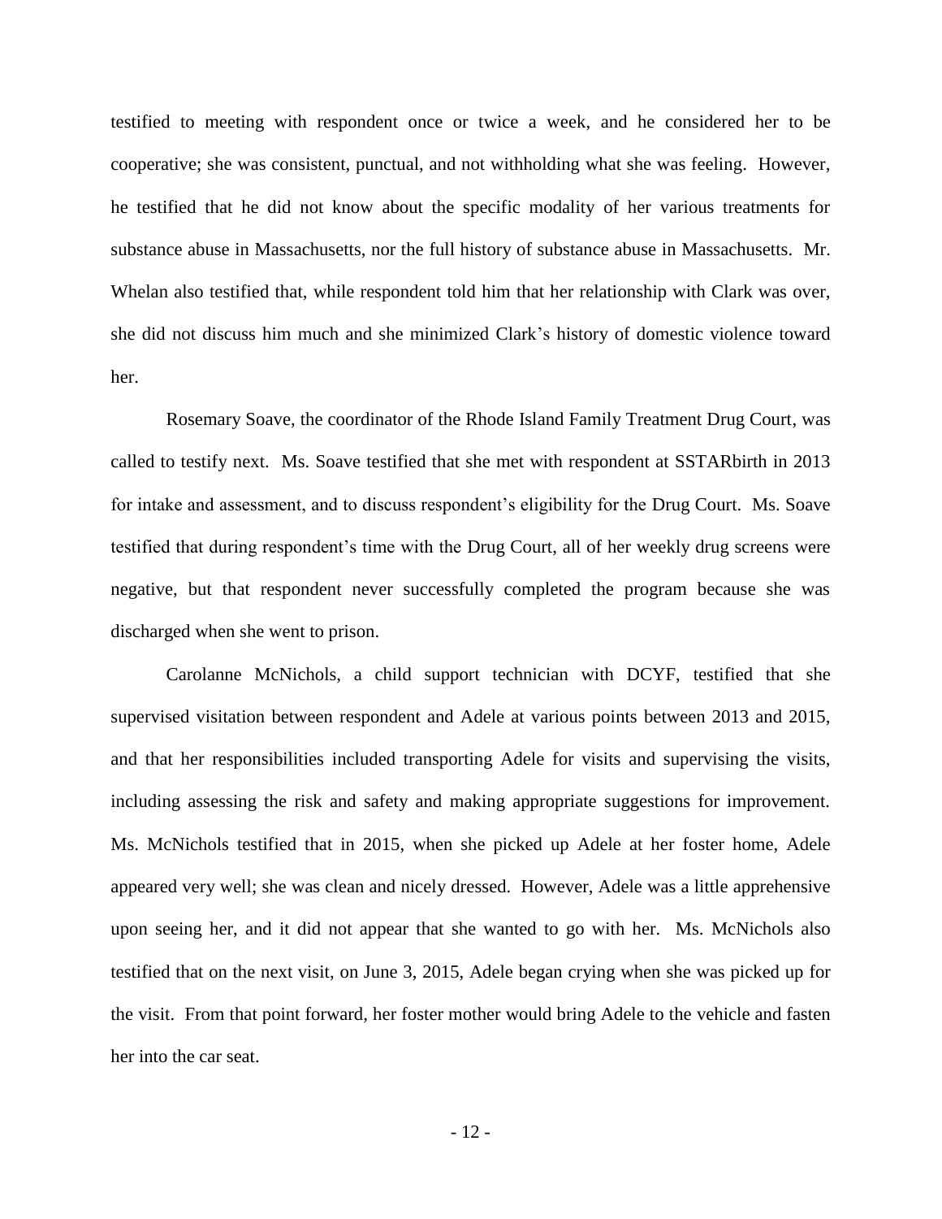testified to meeting with respondent once or twice a week, and he considered her to be cooperative; she was consistent, punctual, and not withholding what she was feeling. However, he testified that he did not know about the specific modality of her various treatments for substance abuse in Massachusetts, nor the full history of substance abuse in Massachusetts. Mr. Whelan also testified that, while respondent told him that her relationship with Clark was over, she did not discuss him much and she minimized Clark's history of domestic violence toward her.

Rosemary Soave, the coordinator of the Rhode Island Family Treatment Drug Court, was called to testify next. Ms. Soave testified that she met with respondent at SSTARbirth in 2013 for intake and assessment, and to discuss respondent's eligibility for the Drug Court. Ms. Soave testified that during respondent's time with the Drug Court, all of her weekly drug screens were negative, but that respondent never successfully completed the program because she was discharged when she went to prison.

Carolanne McNichols, a child support technician with DCYF, testified that she supervised visitation between respondent and Adele at various points between 2013 and 2015, and that her responsibilities included transporting Adele for visits and supervising the visits, including assessing the risk and safety and making appropriate suggestions for improvement. Ms. McNichols testified that in 2015, when she picked up Adele at her foster home, Adele appeared very well; she was clean and nicely dressed. However, Adele was a little apprehensive upon seeing her, and it did not appear that she wanted to go with her. Ms. McNichols also testified that on the next visit, on June 3, 2015, Adele began crying when she was picked up for the visit. From that point forward, her foster mother would bring Adele to the vehicle and fasten her into the car seat.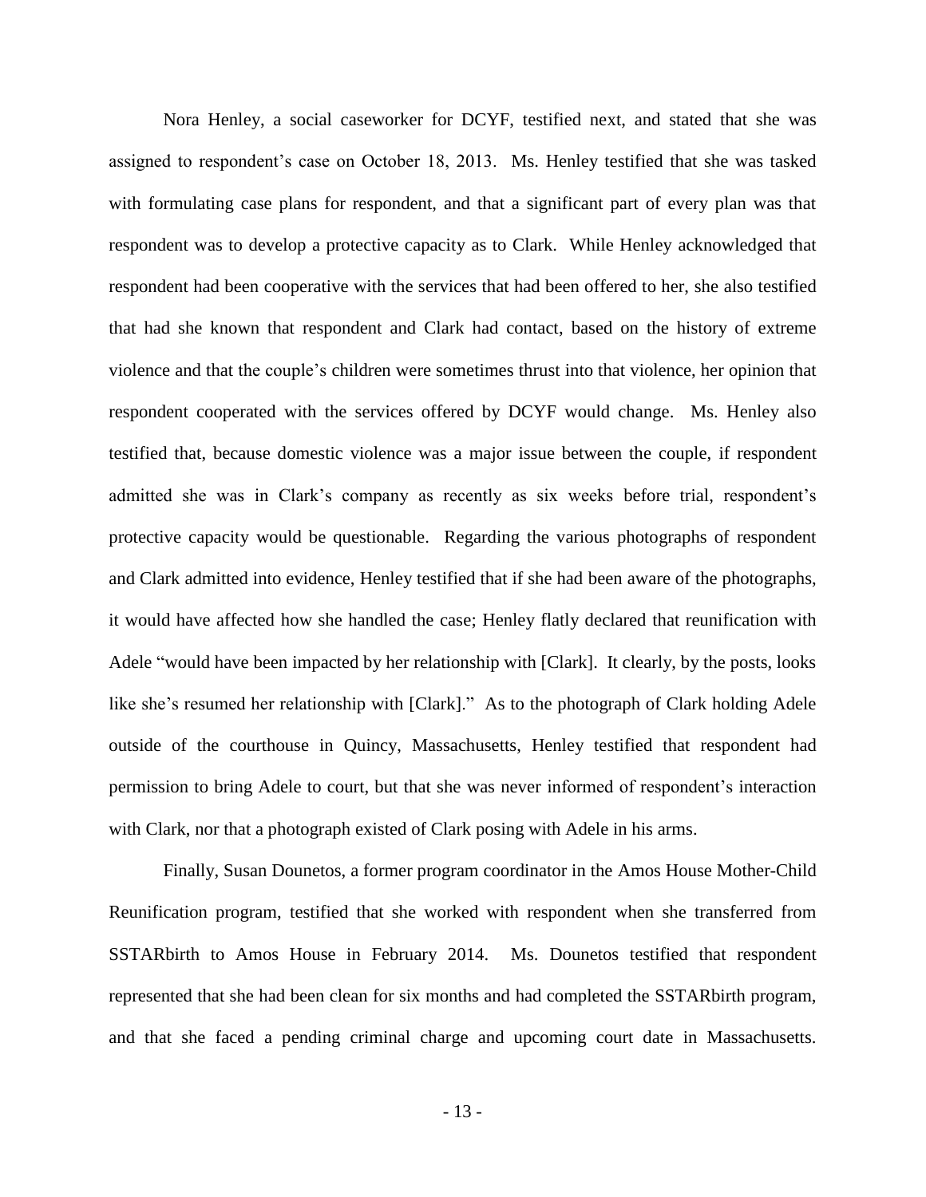Nora Henley, a social caseworker for DCYF, testified next, and stated that she was assigned to respondent's case on October 18, 2013. Ms. Henley testified that she was tasked with formulating case plans for respondent, and that a significant part of every plan was that respondent was to develop a protective capacity as to Clark. While Henley acknowledged that respondent had been cooperative with the services that had been offered to her, she also testified that had she known that respondent and Clark had contact, based on the history of extreme violence and that the couple's children were sometimes thrust into that violence, her opinion that respondent cooperated with the services offered by DCYF would change. Ms. Henley also testified that, because domestic violence was a major issue between the couple, if respondent admitted she was in Clark's company as recently as six weeks before trial, respondent's protective capacity would be questionable. Regarding the various photographs of respondent and Clark admitted into evidence, Henley testified that if she had been aware of the photographs, it would have affected how she handled the case; Henley flatly declared that reunification with Adele "would have been impacted by her relationship with [Clark]. It clearly, by the posts, looks like she's resumed her relationship with [Clark]." As to the photograph of Clark holding Adele outside of the courthouse in Quincy, Massachusetts, Henley testified that respondent had permission to bring Adele to court, but that she was never informed of respondent's interaction with Clark, nor that a photograph existed of Clark posing with Adele in his arms.

Finally, Susan Dounetos, a former program coordinator in the Amos House Mother-Child Reunification program, testified that she worked with respondent when she transferred from SSTARbirth to Amos House in February 2014. Ms. Dounetos testified that respondent represented that she had been clean for six months and had completed the SSTARbirth program, and that she faced a pending criminal charge and upcoming court date in Massachusetts.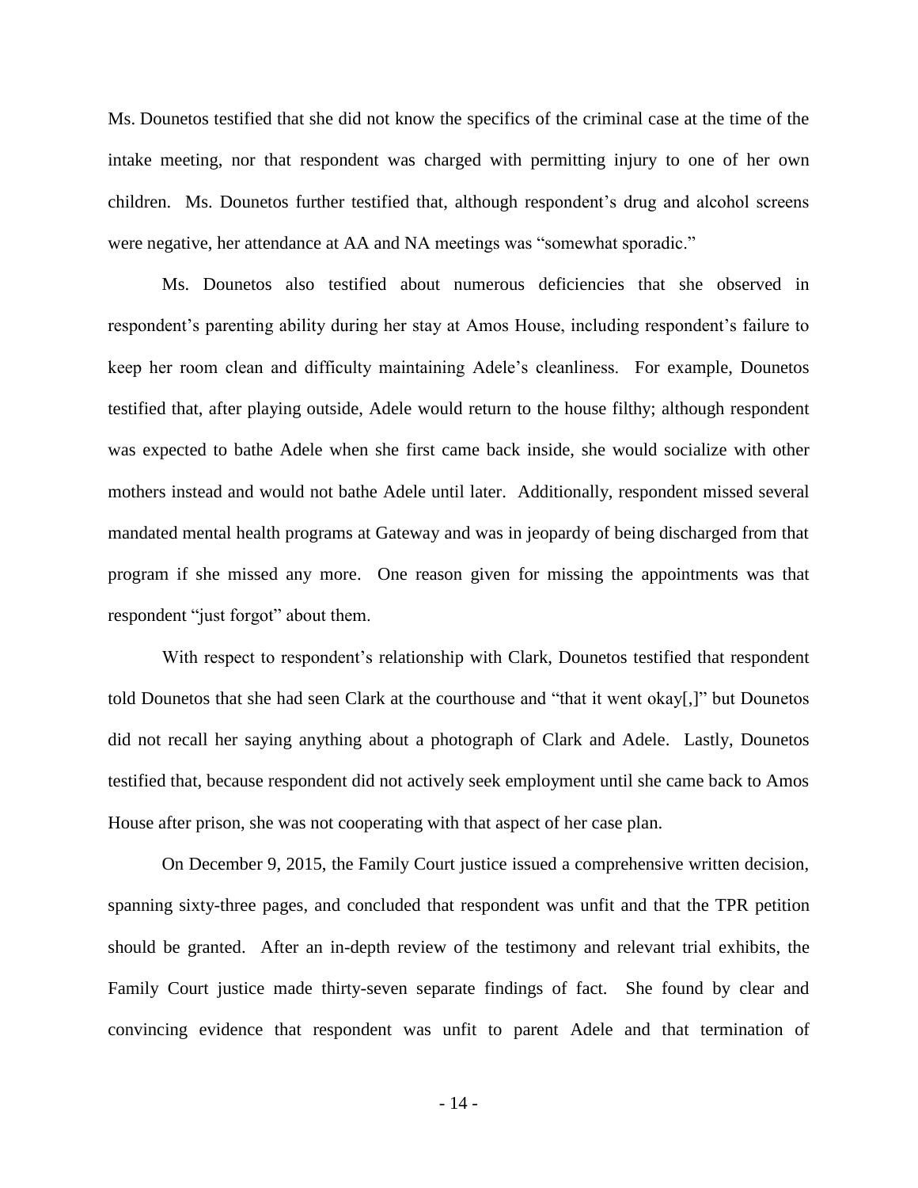Ms. Dounetos testified that she did not know the specifics of the criminal case at the time of the intake meeting, nor that respondent was charged with permitting injury to one of her own children. Ms. Dounetos further testified that, although respondent's drug and alcohol screens were negative, her attendance at AA and NA meetings was "somewhat sporadic."

Ms. Dounetos also testified about numerous deficiencies that she observed in respondent's parenting ability during her stay at Amos House, including respondent's failure to keep her room clean and difficulty maintaining Adele's cleanliness. For example, Dounetos testified that, after playing outside, Adele would return to the house filthy; although respondent was expected to bathe Adele when she first came back inside, she would socialize with other mothers instead and would not bathe Adele until later. Additionally, respondent missed several mandated mental health programs at Gateway and was in jeopardy of being discharged from that program if she missed any more. One reason given for missing the appointments was that respondent "just forgot" about them.

With respect to respondent's relationship with Clark, Dounetos testified that respondent told Dounetos that she had seen Clark at the courthouse and "that it went okay[,]" but Dounetos did not recall her saying anything about a photograph of Clark and Adele. Lastly, Dounetos testified that, because respondent did not actively seek employment until she came back to Amos House after prison, she was not cooperating with that aspect of her case plan.

On December 9, 2015, the Family Court justice issued a comprehensive written decision, spanning sixty-three pages, and concluded that respondent was unfit and that the TPR petition should be granted. After an in-depth review of the testimony and relevant trial exhibits, the Family Court justice made thirty-seven separate findings of fact. She found by clear and convincing evidence that respondent was unfit to parent Adele and that termination of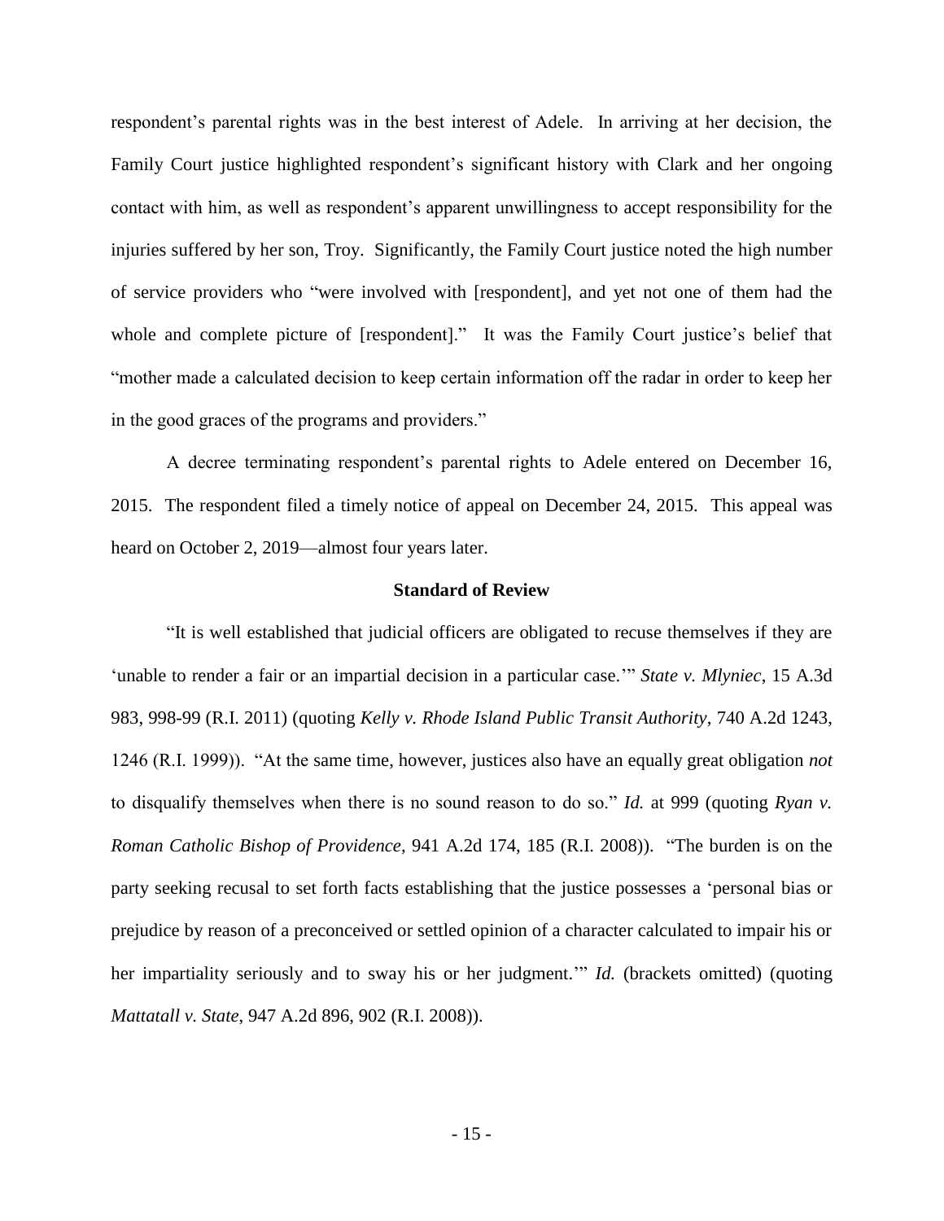respondent's parental rights was in the best interest of Adele. In arriving at her decision, the Family Court justice highlighted respondent's significant history with Clark and her ongoing contact with him, as well as respondent's apparent unwillingness to accept responsibility for the injuries suffered by her son, Troy. Significantly, the Family Court justice noted the high number of service providers who "were involved with [respondent], and yet not one of them had the whole and complete picture of [respondent]." It was the Family Court justice's belief that "mother made a calculated decision to keep certain information off the radar in order to keep her in the good graces of the programs and providers."

A decree terminating respondent's parental rights to Adele entered on December 16, 2015. The respondent filed a timely notice of appeal on December 24, 2015. This appeal was heard on October 2, 2019—almost four years later.

## Standard of Review

"It is well established that judicial officers are obligated to recuse themselves if they are 'unable to render a fair or an impartial decision in a particular case.'" *State v. Mlyniec*, 15 A.3d 983, 998-99 (R.I. 2011) (quoting *Kelly v. Rhode Island Public Transit Authority*, 740 A.2d 1243, 1246 (R.I. 1999)). "At the same time, however, justices also have an equally great obligation *not* to disqualify themselves when there is no sound reason to do so." *Id.* at 999 (quoting *Ryan v. Roman Catholic Bishop of Providence*, 941 A.2d 174, 185 (R.I. 2008)). "The burden is on the party seeking recusal to set forth facts establishing that the justice possesses a 'personal bias or prejudice by reason of a preconceived or settled opinion of a character calculated to impair his or her impartiality seriously and to sway his or her judgment.'" *Id.* (brackets omitted) (quoting *Mattatall v. State*, 947 A.2d 896, 902 (R.I. 2008)).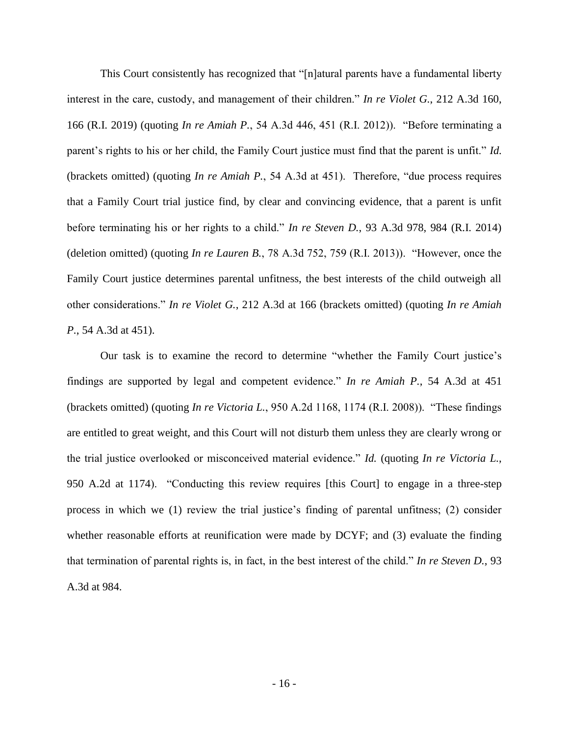This Court consistently has recognized that "[n]atural parents have a fundamental liberty interest in the care, custody, and management of their children." *In re Violet G.*, 212 A.3d 160, 166 (R.I. 2019) (quoting *In re Amiah P.*, 54 A.3d 446, 451 (R.I. 2012)). "Before terminating a parent's rights to his or her child, the Family Court justice must find that the parent is unfit." *Id.* (brackets omitted) (quoting *In re Amiah P.*, 54 A.3d at 451). Therefore, "due process requires that a Family Court trial justice find, by clear and convincing evidence, that a parent is unfit before terminating his or her rights to a child." *In re Steven D.*, 93 A.3d 978, 984 (R.I. 2014) (deletion omitted) (quoting *In re Lauren B.*, 78 A.3d 752, 759 (R.I. 2013)). "However, once the Family Court justice determines parental unfitness, the best interests of the child outweigh all other considerations." *In re Violet G.*, 212 A.3d at 166 (brackets omitted) (quoting *In re Amiah P.*, 54 A.3d at 451).

Our task is to examine the record to determine "whether the Family Court justice's findings are supported by legal and competent evidence." *In re Amiah P.*, 54 A.3d at 451 (brackets omitted) (quoting *In re Victoria L.*, 950 A.2d 1168, 1174 (R.I. 2008)). "These findings are entitled to great weight, and this Court will not disturb them unless they are clearly wrong or the trial justice overlooked or misconceived material evidence." *Id.* (quoting *In re Victoria L.*, 950 A.2d at 1174). "Conducting this review requires [this Court] to engage in a three-step process in which we (1) review the trial justice's finding of parental unfitness; (2) consider whether reasonable efforts at reunification were made by DCYF; and (3) evaluate the finding that termination of parental rights is, in fact, in the best interest of the child." *In re Steven D.*, 93 A.3d at 984.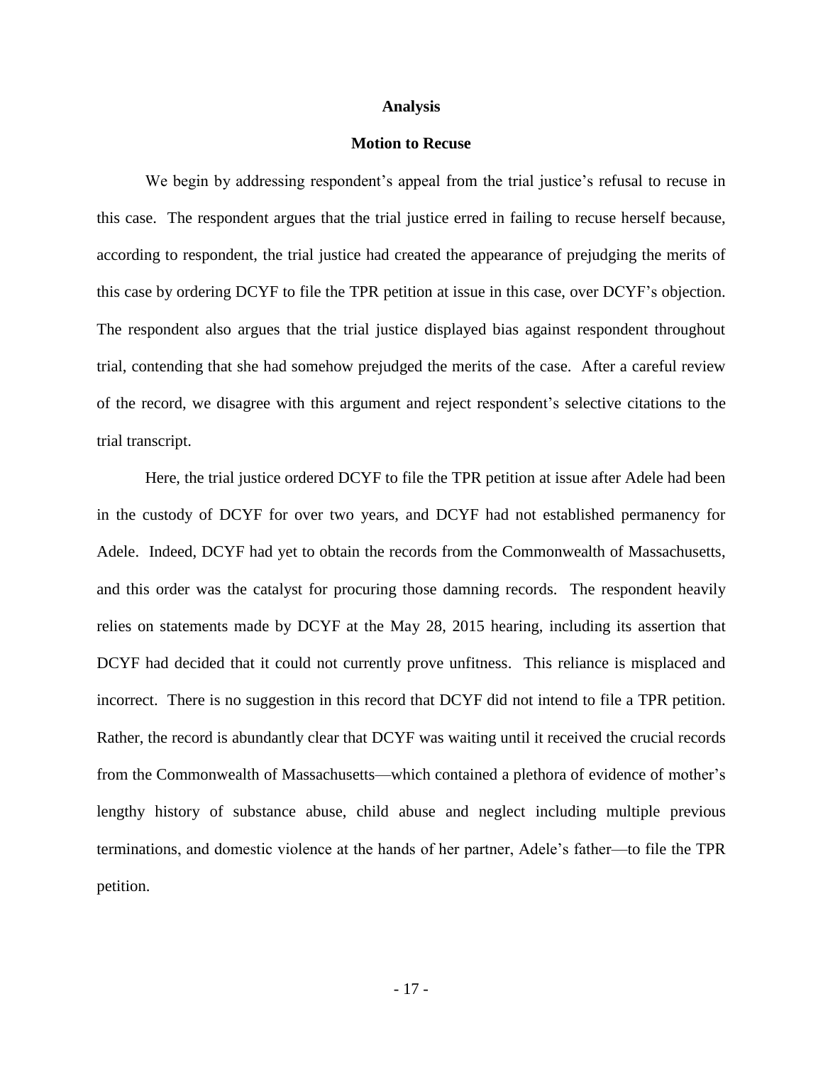## Analysis

### Motion to Recuse

We begin by addressing respondent's appeal from the trial justice's refusal to recuse in this case. The respondent argues that the trial justice erred in failing to recuse herself because, according to respondent, the trial justice had created the appearance of prejudging the merits of this case by ordering DCYF to file the TPR petition at issue in this case, over DCYF's objection. The respondent also argues that the trial justice displayed bias against respondent throughout trial, contending that she had somehow prejudged the merits of the case. After a careful review of the record, we disagree with this argument and reject respondent's selective citations to the trial transcript.

Here, the trial justice ordered DCYF to file the TPR petition at issue after Adele had been in the custody of DCYF for over two years, and DCYF had not established permanency for Adele. Indeed, DCYF had yet to obtain the records from the Commonwealth of Massachusetts, and this order was the catalyst for procuring those damning records. The respondent heavily relies on statements made by DCYF at the May 28, 2015 hearing, including its assertion that DCYF had decided that it could not currently prove unfitness. This reliance is misplaced and incorrect. There is no suggestion in this record that DCYF did not intend to file a TPR petition. Rather, the record is abundantly clear that DCYF was waiting until it received the crucial records from the Commonwealth of Massachusetts—which contained a plethora of evidence of mother's lengthy history of substance abuse, child abuse and neglect including multiple previous terminations, and domestic violence at the hands of her partner, Adele's father—to file the TPR petition.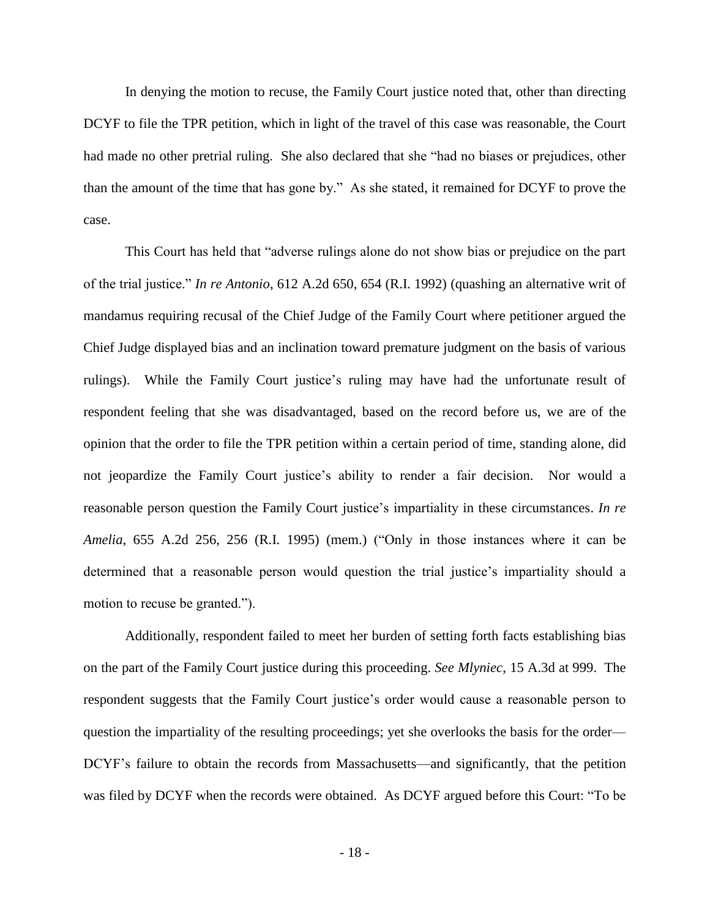In denying the motion to recuse, the Family Court justice noted that, other than directing DCYF to file the TPR petition, which in light of the travel of this case was reasonable, the Court had made no other pretrial ruling. She also declared that she "had no biases or prejudices, other than the amount of the time that has gone by." As she stated, it remained for DCYF to prove the case.

This Court has held that "adverse rulings alone do not show bias or prejudice on the part of the trial justice." *In re Antonio*, 612 A.2d 650, 654 (R.I. 1992) (quashing an alternative writ of mandamus requiring recusal of the Chief Judge of the Family Court where petitioner argued the Chief Judge displayed bias and an inclination toward premature judgment on the basis of various rulings). While the Family Court justice's ruling may have had the unfortunate result of respondent feeling that she was disadvantaged, based on the record before us, we are of the opinion that the order to file the TPR petition within a certain period of time, standing alone, did not jeopardize the Family Court justice's ability to render a fair decision. Nor would a reasonable person question the Family Court justice's impartiality in these circumstances. *In re Amelia*, 655 A.2d 256, 256 (R.I. 1995) (mem.) ("Only in those instances where it can be determined that a reasonable person would question the trial justice's impartiality should a motion to recuse be granted.").

Additionally, respondent failed to meet her burden of setting forth facts establishing bias on the part of the Family Court justice during this proceeding. *See Mlyniec*, 15 A.3d at 999. The respondent suggests that the Family Court justice's order would cause a reasonable person to question the impartiality of the resulting proceedings; yet she overlooks the basis for the order—DCYF's failure to obtain the records from Massachusetts—and significantly, that the petition was filed by DCYF when the records were obtained. As DCYF argued before this Court: "To be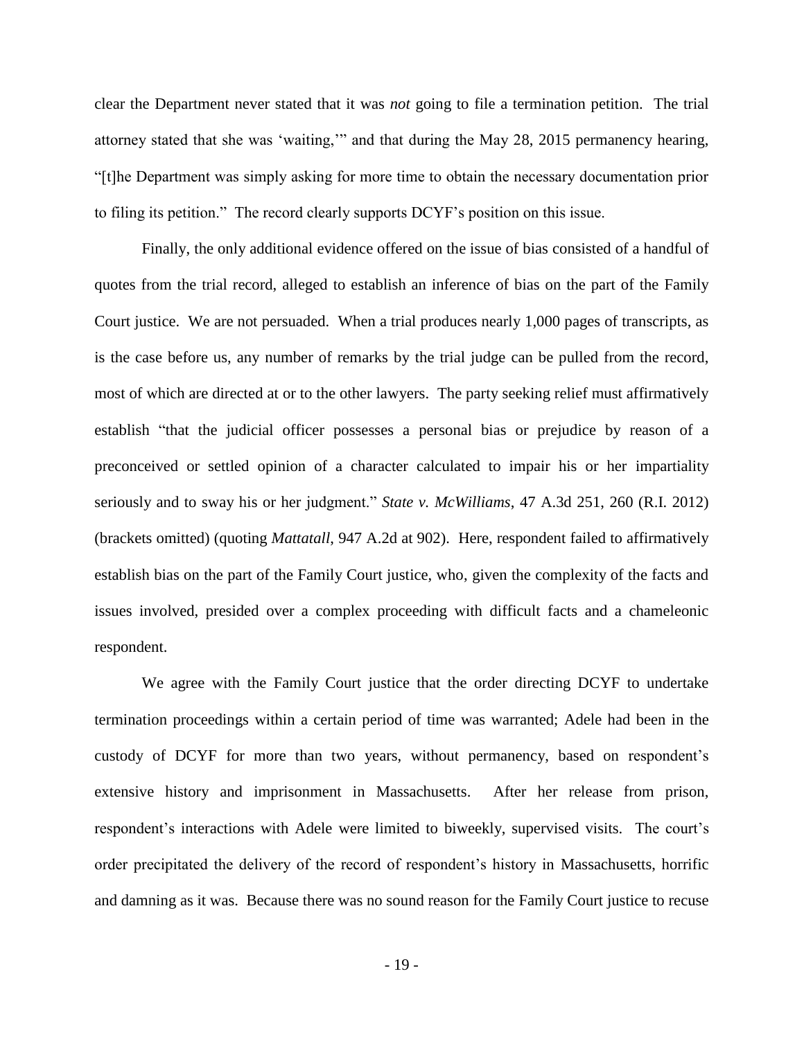clear the Department never stated that it was *not* going to file a termination petition. The trial attorney stated that she was 'waiting,'" and that during the May 28, 2015 permanency hearing, "[t]he Department was simply asking for more time to obtain the necessary documentation prior to filing its petition." The record clearly supports DCYF's position on this issue.

Finally, the only additional evidence offered on the issue of bias consisted of a handful of quotes from the trial record, alleged to establish an inference of bias on the part of the Family Court justice. We are not persuaded. When a trial produces nearly 1,000 pages of transcripts, as is the case before us, any number of remarks by the trial judge can be pulled from the record, most of which are directed at or to the other lawyers. The party seeking relief must affirmatively establish "that the judicial officer possesses a personal bias or prejudice by reason of a preconceived or settled opinion of a character calculated to impair his or her impartiality seriously and to sway his or her judgment." *State v. McWilliams*, 47 A.3d 251, 260 (R.I. 2012) (brackets omitted) (quoting *Mattatall*, 947 A.2d at 902). Here, respondent failed to affirmatively establish bias on the part of the Family Court justice, who, given the complexity of the facts and issues involved, presided over a complex proceeding with difficult facts and a chameleonic respondent.

We agree with the Family Court justice that the order directing DCYF to undertake termination proceedings within a certain period of time was warranted; Adele had been in the custody of DCYF for more than two years, without permanency, based on respondent's extensive history and imprisonment in Massachusetts. After her release from prison, respondent's interactions with Adele were limited to biweekly, supervised visits. The court's order precipitated the delivery of the record of respondent's history in Massachusetts, horrific and damning as it was. Because there was no sound reason for the Family Court justice to recuse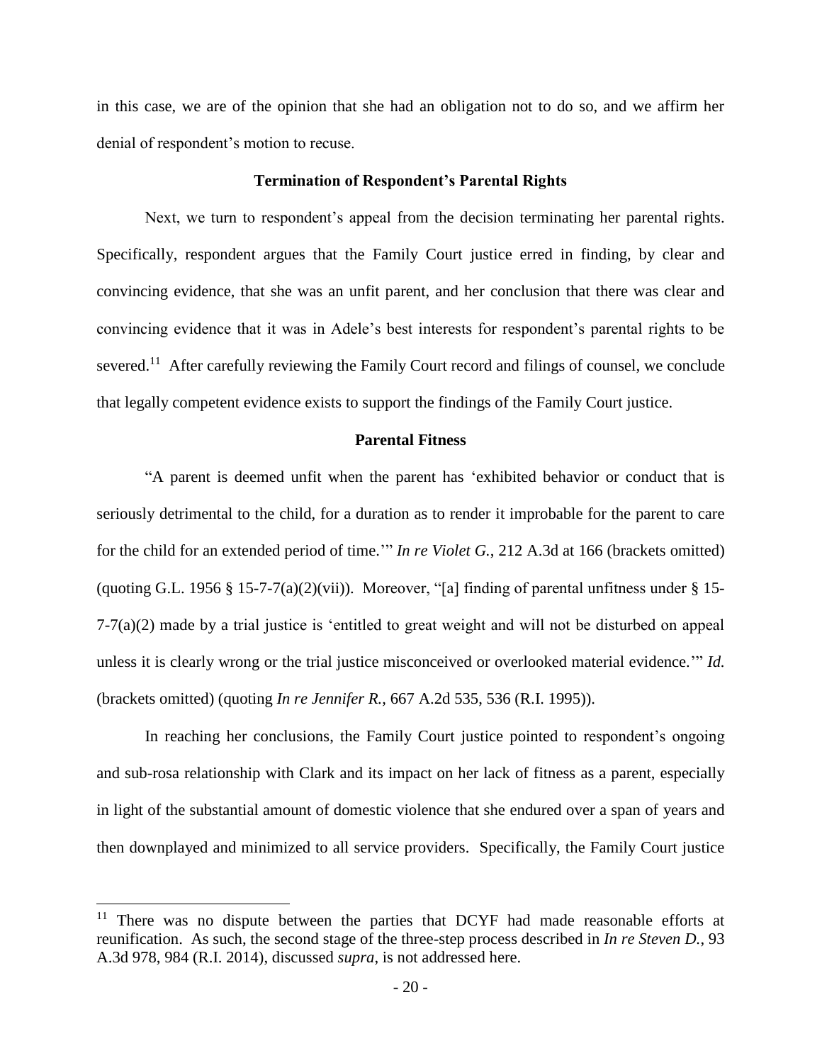in this case, we are of the opinion that she had an obligation not to do so, and we affirm her denial of respondent's motion to recuse.

### Termination of Respondent's Parental Rights

Next, we turn to respondent's appeal from the decision terminating her parental rights. Specifically, respondent argues that the Family Court justice erred in finding, by clear and convincing evidence, that she was an unfit parent, and her conclusion that there was clear and convincing evidence that it was in Adele's best interests for respondent's parental rights to be severed.[11] After carefully reviewing the Family Court record and filings of counsel, we conclude that legally competent evidence exists to support the findings of the Family Court justice.

### Parental Fitness

"A parent is deemed unfit when the parent has 'exhibited behavior or conduct that is seriously detrimental to the child, for a duration as to render it improbable for the parent to care for the child for an extended period of time.'" *In re Violet G.*, 212 A.3d at 166 (brackets omitted) (quoting G.L. 1956 § 15-7-7(a)(2)(vii)). Moreover, "[a] finding of parental unfitness under § 15-7-7(a)(2) made by a trial justice is 'entitled to great weight and will not be disturbed on appeal unless it is clearly wrong or the trial justice misconceived or overlooked material evidence.'" *Id.* (brackets omitted) (quoting *In re Jennifer R.*, 667 A.2d 535, 536 (R.I. 1995)).

In reaching her conclusions, the Family Court justice pointed to respondent's ongoing and sub-rosa relationship with Clark and its impact on her lack of fitness as a parent, especially in light of the substantial amount of domestic violence that she endured over a span of years and then downplayed and minimized to all service providers. Specifically, the Family Court justice

---

[11] There was no dispute between the parties that DCYF had made reasonable efforts at reunification. As such, the second stage of the three-step process described in *In re Steven D.*, 93 A.3d 978, 984 (R.I. 2014), discussed *supra*, is not addressed here.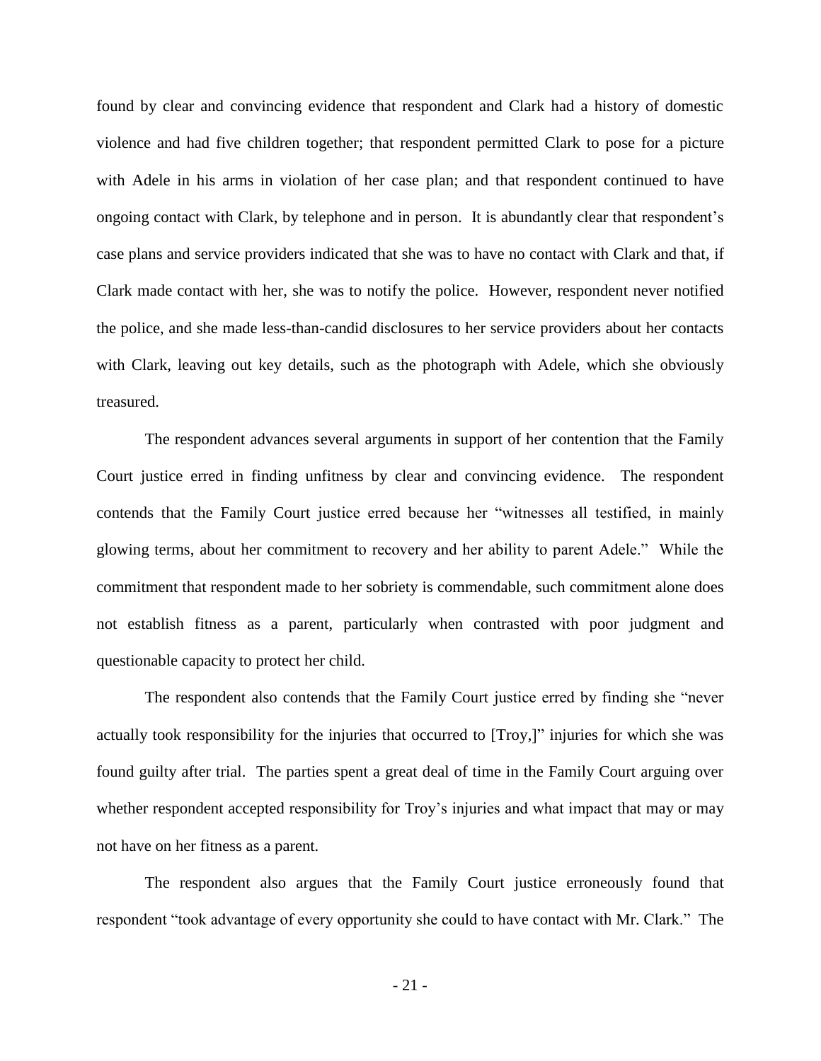found by clear and convincing evidence that respondent and Clark had a history of domestic violence and had five children together; that respondent permitted Clark to pose for a picture with Adele in his arms in violation of her case plan; and that respondent continued to have ongoing contact with Clark, by telephone and in person. It is abundantly clear that respondent's case plans and service providers indicated that she was to have no contact with Clark and that, if Clark made contact with her, she was to notify the police. However, respondent never notified the police, and she made less-than-candid disclosures to her service providers about her contacts with Clark, leaving out key details, such as the photograph with Adele, which she obviously treasured.

The respondent advances several arguments in support of her contention that the Family Court justice erred in finding unfitness by clear and convincing evidence. The respondent contends that the Family Court justice erred because her "witnesses all testified, in mainly glowing terms, about her commitment to recovery and her ability to parent Adele." While the commitment that respondent made to her sobriety is commendable, such commitment alone does not establish fitness as a parent, particularly when contrasted with poor judgment and questionable capacity to protect her child.

The respondent also contends that the Family Court justice erred by finding she "never actually took responsibility for the injuries that occurred to [Troy,]" injuries for which she was found guilty after trial. The parties spent a great deal of time in the Family Court arguing over whether respondent accepted responsibility for Troy's injuries and what impact that may or may not have on her fitness as a parent.

The respondent also argues that the Family Court justice erroneously found that respondent "took advantage of every opportunity she could to have contact with Mr. Clark." The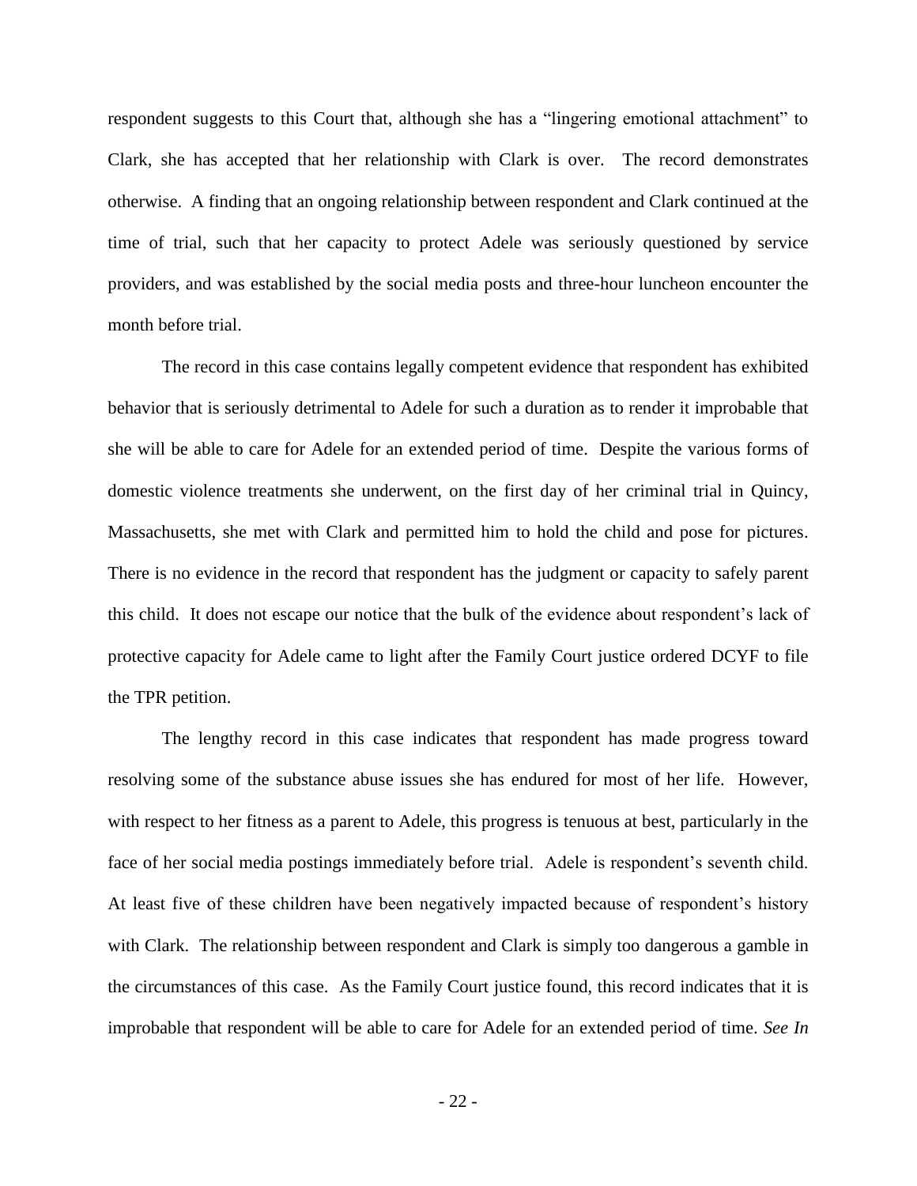respondent suggests to this Court that, although she has a "lingering emotional attachment" to Clark, she has accepted that her relationship with Clark is over. The record demonstrates otherwise. A finding that an ongoing relationship between respondent and Clark continued at the time of trial, such that her capacity to protect Adele was seriously questioned by service providers, and was established by the social media posts and three-hour luncheon encounter the month before trial.

The record in this case contains legally competent evidence that respondent has exhibited behavior that is seriously detrimental to Adele for such a duration as to render it improbable that she will be able to care for Adele for an extended period of time. Despite the various forms of domestic violence treatments she underwent, on the first day of her criminal trial in Quincy, Massachusetts, she met with Clark and permitted him to hold the child and pose for pictures. There is no evidence in the record that respondent has the judgment or capacity to safely parent this child. It does not escape our notice that the bulk of the evidence about respondent's lack of protective capacity for Adele came to light after the Family Court justice ordered DCYF to file the TPR petition.

The lengthy record in this case indicates that respondent has made progress toward resolving some of the substance abuse issues she has endured for most of her life. However, with respect to her fitness as a parent to Adele, this progress is tenuous at best, particularly in the face of her social media postings immediately before trial. Adele is respondent's seventh child. At least five of these children have been negatively impacted because of respondent's history with Clark. The relationship between respondent and Clark is simply too dangerous a gamble in the circumstances of this case. As the Family Court justice found, this record indicates that it is improbable that respondent will be able to care for Adele for an extended period of time. *See In*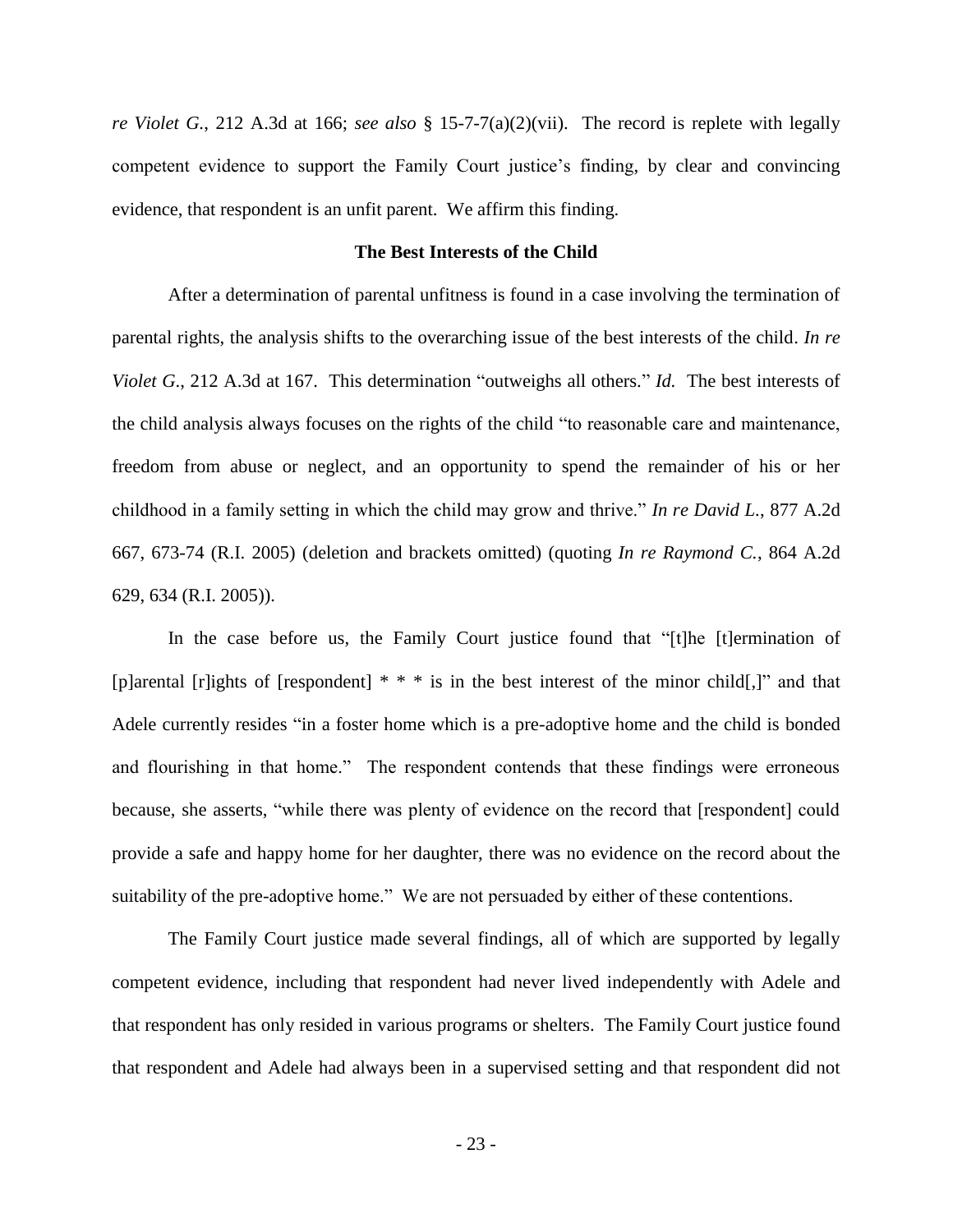*re Violet G.*, 212 A.3d at 166; *see also* § 15-7-7(a)(2)(vii). The record is replete with legally competent evidence to support the Family Court justice's finding, by clear and convincing evidence, that respondent is an unfit parent. We affirm this finding.

**The Best Interests of the Child**

After a determination of parental unfitness is found in a case involving the termination of parental rights, the analysis shifts to the overarching issue of the best interests of the child. *In re Violet G.*, 212 A.3d at 167. This determination "outweighs all others." *Id.* The best interests of the child analysis always focuses on the rights of the child "to reasonable care and maintenance, freedom from abuse or neglect, and an opportunity to spend the remainder of his or her childhood in a family setting in which the child may grow and thrive." *In re David L.*, 877 A.2d 667, 673-74 (R.I. 2005) (deletion and brackets omitted) (quoting *In re Raymond C.*, 864 A.2d 629, 634 (R.I. 2005)).

In the case before us, the Family Court justice found that "[t]he [t]ermination of [p]arental [r]ights of [respondent] * * * is in the best interest of the minor child[,]" and that Adele currently resides "in a foster home which is a pre-adoptive home and the child is bonded and flourishing in that home." The respondent contends that these findings were erroneous because, she asserts, "while there was plenty of evidence on the record that [respondent] could provide a safe and happy home for her daughter, there was no evidence on the record about the suitability of the pre-adoptive home." We are not persuaded by either of these contentions.

The Family Court justice made several findings, all of which are supported by legally competent evidence, including that respondent had never lived independently with Adele and that respondent has only resided in various programs or shelters. The Family Court justice found that respondent and Adele had always been in a supervised setting and that respondent did not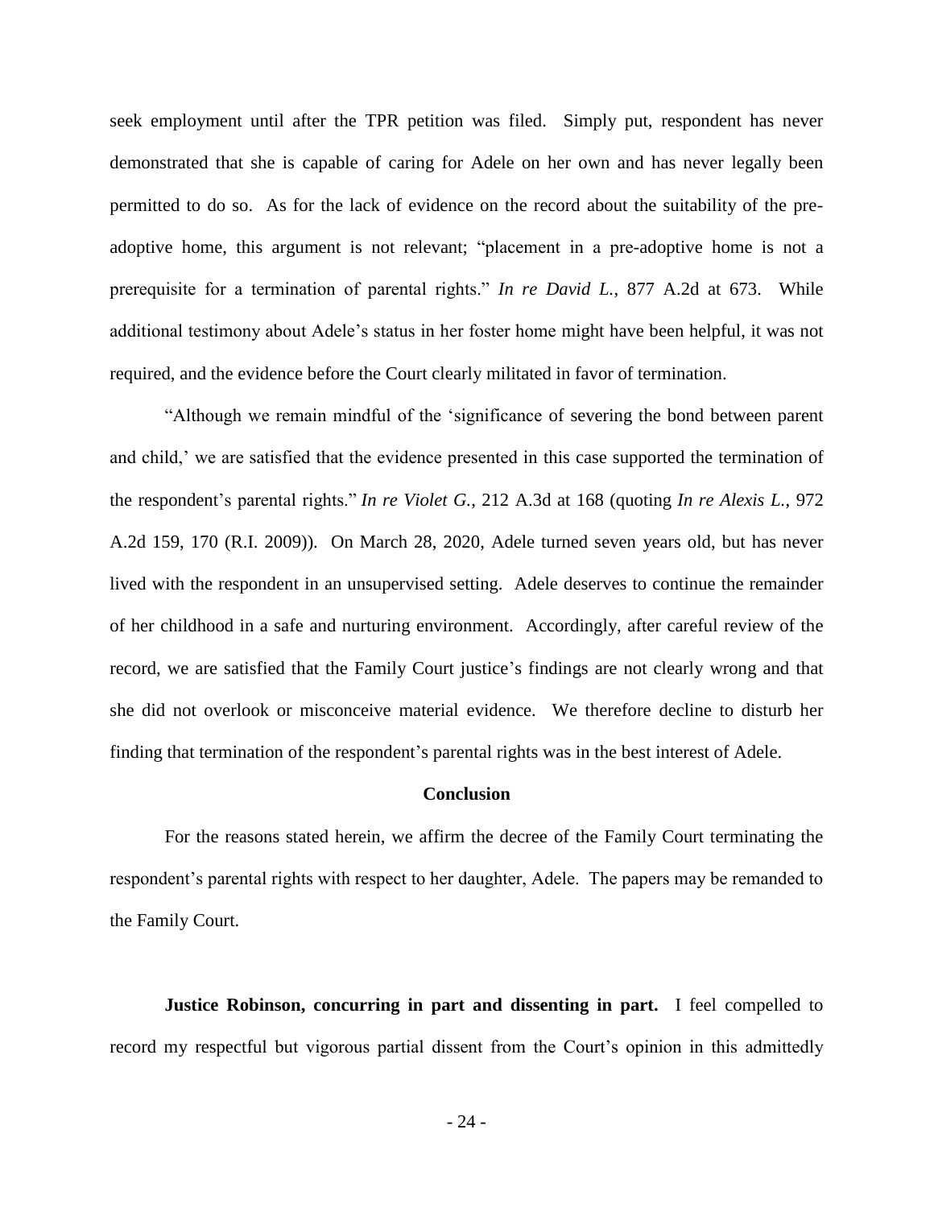seek employment until after the TPR petition was filed. Simply put, respondent has never demonstrated that she is capable of caring for Adele on her own and has never legally been permitted to do so. As for the lack of evidence on the record about the suitability of the pre-adoptive home, this argument is not relevant; "placement in a pre-adoptive home is not a prerequisite for a termination of parental rights." *In re David L.*, 877 A.2d at 673. While additional testimony about Adele's status in her foster home might have been helpful, it was not required, and the evidence before the Court clearly militated in favor of termination.

"Although we remain mindful of the 'significance of severing the bond between parent and child,' we are satisfied that the evidence presented in this case supported the termination of the respondent's parental rights." *In re Violet G.*, 212 A.3d at 168 (quoting *In re Alexis L.*, 972 A.2d 159, 170 (R.I. 2009)). On March 28, 2020, Adele turned seven years old, but has never lived with the respondent in an unsupervised setting. Adele deserves to continue the remainder of her childhood in a safe and nurturing environment. Accordingly, after careful review of the record, we are satisfied that the Family Court justice's findings are not clearly wrong and that she did not overlook or misconceive material evidence. We therefore decline to disturb her finding that termination of the respondent's parental rights was in the best interest of Adele.

## Conclusion

For the reasons stated herein, we affirm the decree of the Family Court terminating the respondent's parental rights with respect to her daughter, Adele. The papers may be remanded to the Family Court.

**Justice Robinson, concurring in part and dissenting in part.** I feel compelled to record my respectful but vigorous partial dissent from the Court's opinion in this admittedly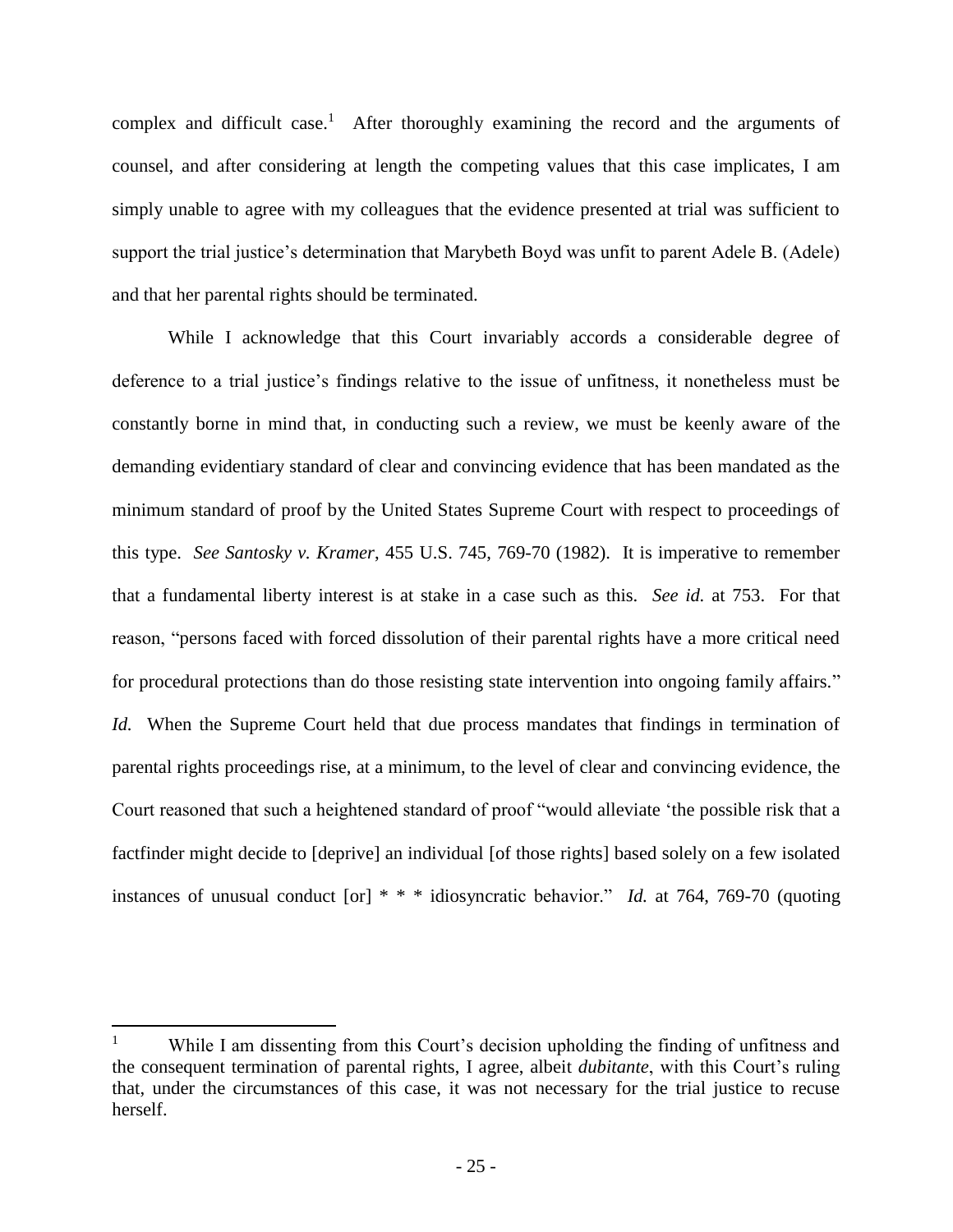complex and difficult case.[1] After thoroughly examining the record and the arguments of counsel, and after considering at length the competing values that this case implicates, I am simply unable to agree with my colleagues that the evidence presented at trial was sufficient to support the trial justice's determination that Marybeth Boyd was unfit to parent Adele B. (Adele) and that her parental rights should be terminated.

While I acknowledge that this Court invariably accords a considerable degree of deference to a trial justice's findings relative to the issue of unfitness, it nonetheless must be constantly borne in mind that, in conducting such a review, we must be keenly aware of the demanding evidentiary standard of clear and convincing evidence that has been mandated as the minimum standard of proof by the United States Supreme Court with respect to proceedings of this type. *See Santosky v. Kramer*, 455 U.S. 745, 769-70 (1982). It is imperative to remember that a fundamental liberty interest is at stake in a case such as this. *See id.* at 753. For that reason, "persons faced with forced dissolution of their parental rights have a more critical need for procedural protections than do those resisting state intervention into ongoing family affairs." *Id.* When the Supreme Court held that due process mandates that findings in termination of parental rights proceedings rise, at a minimum, to the level of clear and convincing evidence, the Court reasoned that such a heightened standard of proof "would alleviate 'the possible risk that a factfinder might decide to [deprive] an individual [of those rights] based solely on a few isolated instances of unusual conduct [or] * * * idiosyncratic behavior." *Id.* at 764, 769-70 (quoting

[1] While I am dissenting from this Court's decision upholding the finding of unfitness and the consequent termination of parental rights, I agree, albeit *dubitante*, with this Court's ruling that, under the circumstances of this case, it was not necessary for the trial justice to recuse herself.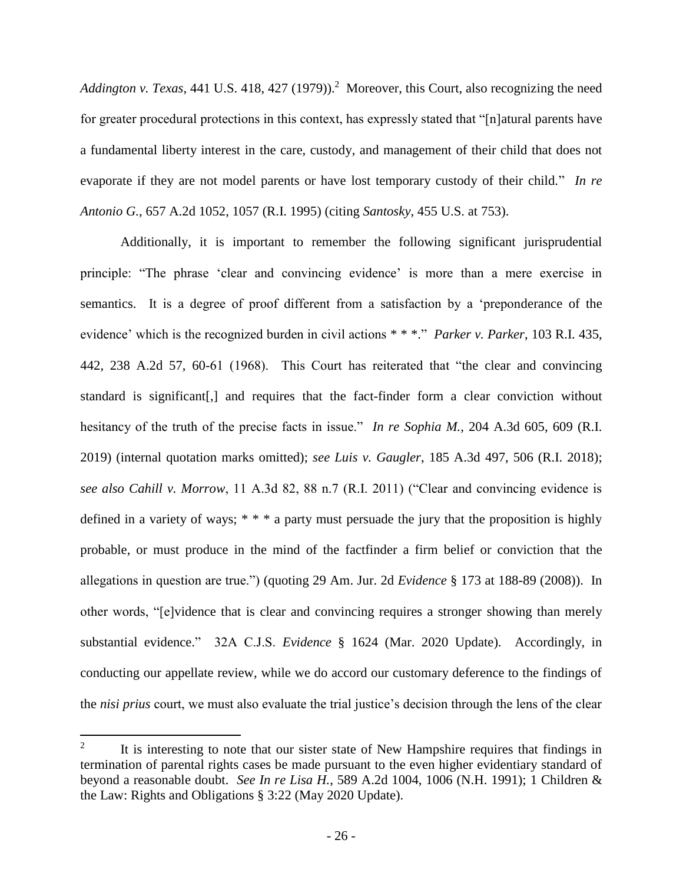*Addington v. Texas*, 441 U.S. 418, 427 (1979)).[2] Moreover, this Court, also recognizing the need for greater procedural protections in this context, has expressly stated that "[n]atural parents have a fundamental liberty interest in the care, custody, and management of their child that does not evaporate if they are not model parents or have lost temporary custody of their child." *In re Antonio G.*, 657 A.2d 1052, 1057 (R.I. 1995) (citing *Santosky*, 455 U.S. at 753).

Additionally, it is important to remember the following significant jurisprudential principle: "The phrase 'clear and convincing evidence' is more than a mere exercise in semantics. It is a degree of proof different from a satisfaction by a 'preponderance of the evidence' which is the recognized burden in civil actions * * *." *Parker v. Parker*, 103 R.I. 435, 442, 238 A.2d 57, 60-61 (1968). This Court has reiterated that "the clear and convincing standard is significant[,] and requires that the fact-finder form a clear conviction without hesitancy of the truth of the precise facts in issue." *In re Sophia M.*, 204 A.3d 605, 609 (R.I. 2019) (internal quotation marks omitted); *see Luis v. Gaugler*, 185 A.3d 497, 506 (R.I. 2018); *see also Cahill v. Morrow*, 11 A.3d 82, 88 n.7 (R.I. 2011) ("Clear and convincing evidence is defined in a variety of ways; * * * a party must persuade the jury that the proposition is highly probable, or must produce in the mind of the factfinder a firm belief or conviction that the allegations in question are true.") (quoting 29 Am. Jur. 2d *Evidence* § 173 at 188-89 (2008)). In other words, "[e]vidence that is clear and convincing requires a stronger showing than merely substantial evidence." 32A C.J.S. *Evidence* § 1624 (Mar. 2020 Update). Accordingly, in conducting our appellate review, while we do accord our customary deference to the findings of the *nisi prius* court, we must also evaluate the trial justice's decision through the lens of the clear

---

[2] It is interesting to note that our sister state of New Hampshire requires that findings in termination of parental rights cases be made pursuant to the even higher evidentiary standard of beyond a reasonable doubt. *See In re Lisa H.*, 589 A.2d 1004, 1006 (N.H. 1991); 1 Children & the Law: Rights and Obligations § 3:22 (May 2020 Update).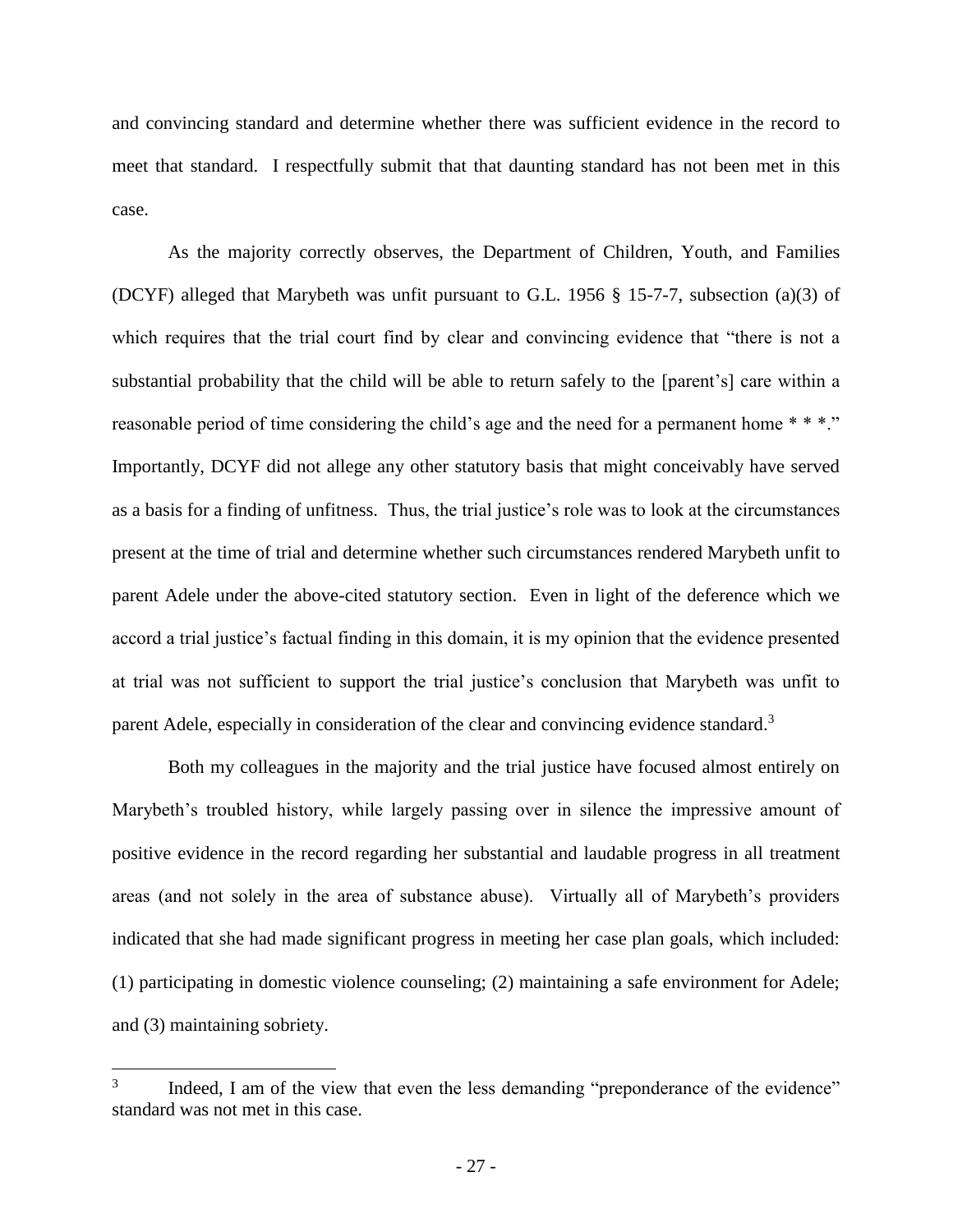and convincing standard and determine whether there was sufficient evidence in the record to meet that standard. I respectfully submit that that daunting standard has not been met in this case.

As the majority correctly observes, the Department of Children, Youth, and Families (DCYF) alleged that Marybeth was unfit pursuant to G.L. 1956 § 15-7-7, subsection (a)(3) of which requires that the trial court find by clear and convincing evidence that "there is not a substantial probability that the child will be able to return safely to the [parent's] care within a reasonable period of time considering the child's age and the need for a permanent home * * *." Importantly, DCYF did not allege any other statutory basis that might conceivably have served as a basis for a finding of unfitness. Thus, the trial justice's role was to look at the circumstances present at the time of trial and determine whether such circumstances rendered Marybeth unfit to parent Adele under the above-cited statutory section. Even in light of the deference which we accord a trial justice's factual finding in this domain, it is my opinion that the evidence presented at trial was not sufficient to support the trial justice's conclusion that Marybeth was unfit to parent Adele, especially in consideration of the clear and convincing evidence standard.[3]

Both my colleagues in the majority and the trial justice have focused almost entirely on Marybeth's troubled history, while largely passing over in silence the impressive amount of positive evidence in the record regarding her substantial and laudable progress in all treatment areas (and not solely in the area of substance abuse). Virtually all of Marybeth's providers indicated that she had made significant progress in meeting her case plan goals, which included: (1) participating in domestic violence counseling; (2) maintaining a safe environment for Adele; and (3) maintaining sobriety.

[3] Indeed, I am of the view that even the less demanding "preponderance of the evidence" standard was not met in this case.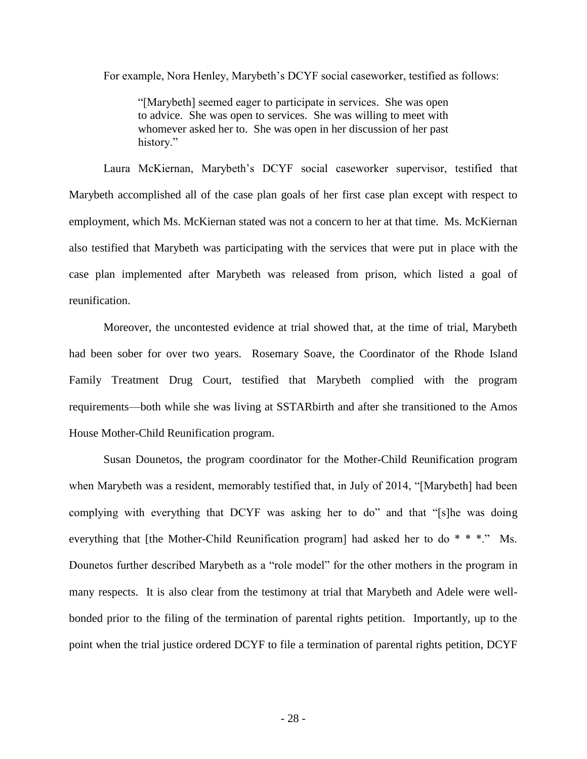For example, Nora Henley, Marybeth's DCYF social caseworker, testified as follows:

> "[Marybeth] seemed eager to participate in services. She was open to advice. She was open to services. She was willing to meet with whomever asked her to. She was open in her discussion of her past history."

Laura McKiernan, Marybeth's DCYF social caseworker supervisor, testified that Marybeth accomplished all of the case plan goals of her first case plan except with respect to employment, which Ms. McKiernan stated was not a concern to her at that time. Ms. McKiernan also testified that Marybeth was participating with the services that were put in place with the case plan implemented after Marybeth was released from prison, which listed a goal of reunification.

Moreover, the uncontested evidence at trial showed that, at the time of trial, Marybeth had been sober for over two years. Rosemary Soave, the Coordinator of the Rhode Island Family Treatment Drug Court, testified that Marybeth complied with the program requirements—both while she was living at SSTARbirth and after she transitioned to the Amos House Mother-Child Reunification program.

Susan Dounetos, the program coordinator for the Mother-Child Reunification program when Marybeth was a resident, memorably testified that, in July of 2014, "[Marybeth] had been complying with everything that DCYF was asking her to do" and that "[s]he was doing everything that [the Mother-Child Reunification program] had asked her to do * * *." Ms. Dounetos further described Marybeth as a "role model" for the other mothers in the program in many respects. It is also clear from the testimony at trial that Marybeth and Adele were well-bonded prior to the filing of the termination of parental rights petition. Importantly, up to the point when the trial justice ordered DCYF to file a termination of parental rights petition, DCYF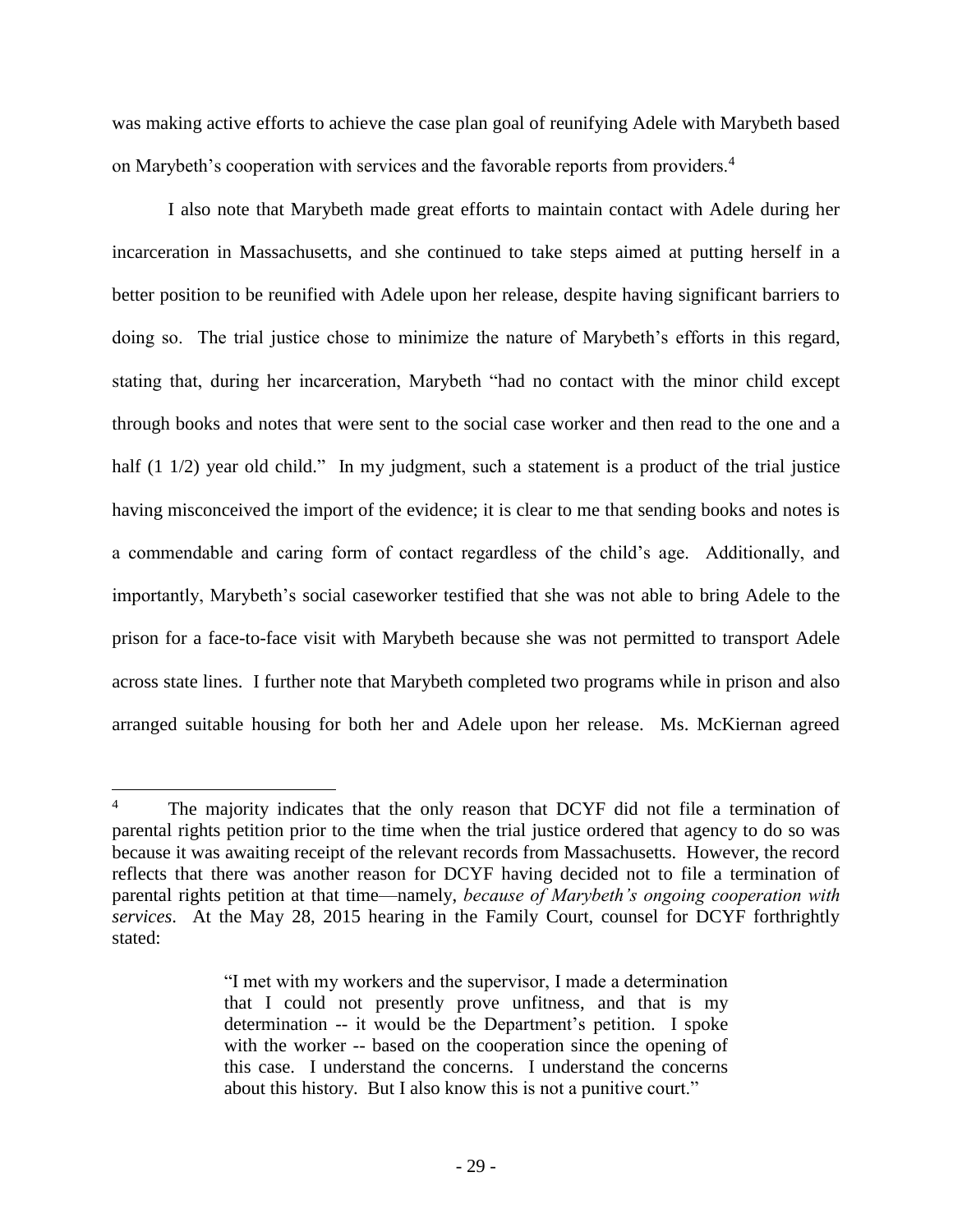was making active efforts to achieve the case plan goal of reunifying Adele with Marybeth based on Marybeth's cooperation with services and the favorable reports from providers.[4]

I also note that Marybeth made great efforts to maintain contact with Adele during her incarceration in Massachusetts, and she continued to take steps aimed at putting herself in a better position to be reunified with Adele upon her release, despite having significant barriers to doing so. The trial justice chose to minimize the nature of Marybeth's efforts in this regard, stating that, during her incarceration, Marybeth "had no contact with the minor child except through books and notes that were sent to the social case worker and then read to the one and a half (1 1/2) year old child." In my judgment, such a statement is a product of the trial justice having misconceived the import of the evidence; it is clear to me that sending books and notes is a commendable and caring form of contact regardless of the child's age. Additionally, and importantly, Marybeth's social caseworker testified that she was not able to bring Adele to the prison for a face-to-face visit with Marybeth because she was not permitted to transport Adele across state lines. I further note that Marybeth completed two programs while in prison and also arranged suitable housing for both her and Adele upon her release. Ms. McKiernan agreed

---

[4] The majority indicates that the only reason that DCYF did not file a termination of parental rights petition prior to the time when the trial justice ordered that agency to do so was because it was awaiting receipt of the relevant records from Massachusetts. However, the record reflects that there was another reason for DCYF having decided not to file a termination of parental rights petition at that time—namely, *because of Marybeth's ongoing cooperation with services*. At the May 28, 2015 hearing in the Family Court, counsel for DCYF forthrightly stated:

> "I met with my workers and the supervisor, I made a determination that I could not presently prove unfitness, and that is my determination -- it would be the Department's petition. I spoke with the worker -- based on the cooperation since the opening of this case. I understand the concerns. I understand the concerns about this history. But I also know this is not a punitive court."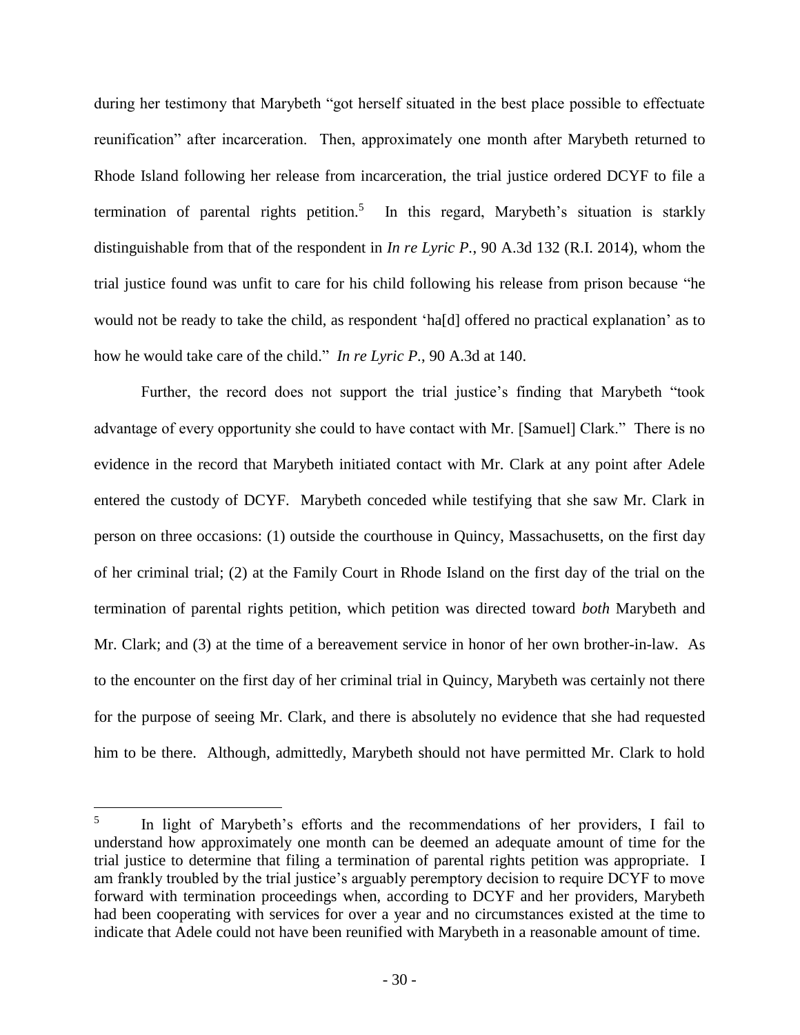during her testimony that Marybeth "got herself situated in the best place possible to effectuate reunification" after incarceration. Then, approximately one month after Marybeth returned to Rhode Island following her release from incarceration, the trial justice ordered DCYF to file a termination of parental rights petition.[5] In this regard, Marybeth's situation is starkly distinguishable from that of the respondent in *In re Lyric P.*, 90 A.3d 132 (R.I. 2014), whom the trial justice found was unfit to care for his child following his release from prison because "he would not be ready to take the child, as respondent 'ha[d] offered no practical explanation' as to how he would take care of the child." *In re Lyric P.*, 90 A.3d at 140.

Further, the record does not support the trial justice's finding that Marybeth "took advantage of every opportunity she could to have contact with Mr. [Samuel] Clark." There is no evidence in the record that Marybeth initiated contact with Mr. Clark at any point after Adele entered the custody of DCYF. Marybeth conceded while testifying that she saw Mr. Clark in person on three occasions: (1) outside the courthouse in Quincy, Massachusetts, on the first day of her criminal trial; (2) at the Family Court in Rhode Island on the first day of the trial on the termination of parental rights petition, which petition was directed toward *both* Marybeth and Mr. Clark; and (3) at the time of a bereavement service in honor of her own brother-in-law. As to the encounter on the first day of her criminal trial in Quincy, Marybeth was certainly not there for the purpose of seeing Mr. Clark, and there is absolutely no evidence that she had requested him to be there. Although, admittedly, Marybeth should not have permitted Mr. Clark to hold

---

[5] In light of Marybeth's efforts and the recommendations of her providers, I fail to understand how approximately one month can be deemed an adequate amount of time for the trial justice to determine that filing a termination of parental rights petition was appropriate. I am frankly troubled by the trial justice's arguably peremptory decision to require DCYF to move forward with termination proceedings when, according to DCYF and her providers, Marybeth had been cooperating with services for over a year and no circumstances existed at the time to indicate that Adele could not have been reunified with Marybeth in a reasonable amount of time.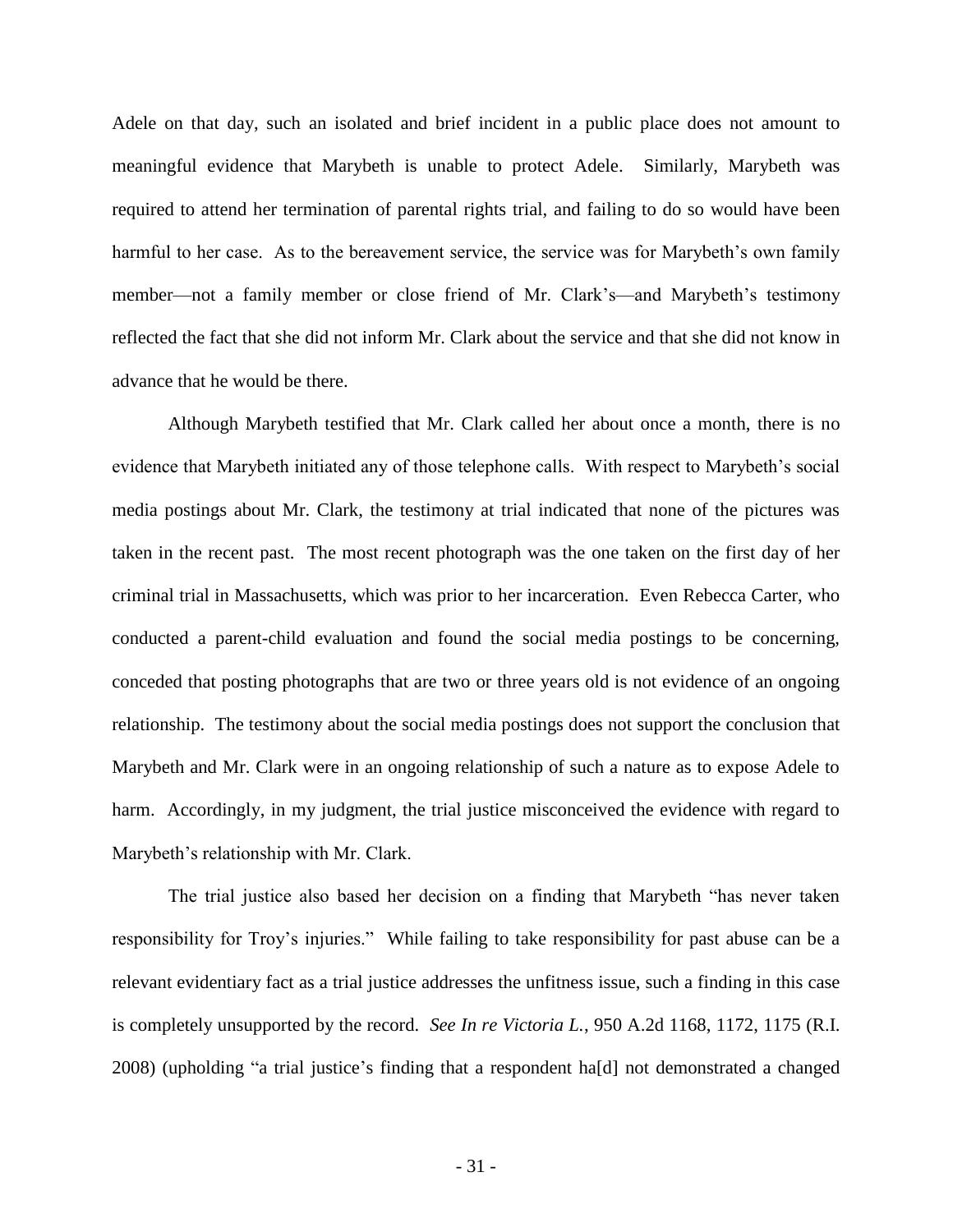Adele on that day, such an isolated and brief incident in a public place does not amount to meaningful evidence that Marybeth is unable to protect Adele. Similarly, Marybeth was required to attend her termination of parental rights trial, and failing to do so would have been harmful to her case. As to the bereavement service, the service was for Marybeth's own family member—not a family member or close friend of Mr. Clark's—and Marybeth's testimony reflected the fact that she did not inform Mr. Clark about the service and that she did not know in advance that he would be there.

Although Marybeth testified that Mr. Clark called her about once a month, there is no evidence that Marybeth initiated any of those telephone calls. With respect to Marybeth's social media postings about Mr. Clark, the testimony at trial indicated that none of the pictures was taken in the recent past. The most recent photograph was the one taken on the first day of her criminal trial in Massachusetts, which was prior to her incarceration. Even Rebecca Carter, who conducted a parent-child evaluation and found the social media postings to be concerning, conceded that posting photographs that are two or three years old is not evidence of an ongoing relationship. The testimony about the social media postings does not support the conclusion that Marybeth and Mr. Clark were in an ongoing relationship of such a nature as to expose Adele to harm. Accordingly, in my judgment, the trial justice misconceived the evidence with regard to Marybeth's relationship with Mr. Clark.

The trial justice also based her decision on a finding that Marybeth "has never taken responsibility for Troy's injuries." While failing to take responsibility for past abuse can be a relevant evidentiary fact as a trial justice addresses the unfitness issue, such a finding in this case is completely unsupported by the record. *See In re Victoria L.*, 950 A.2d 1168, 1172, 1175 (R.I. 2008) (upholding "a trial justice's finding that a respondent ha[d] not demonstrated a changed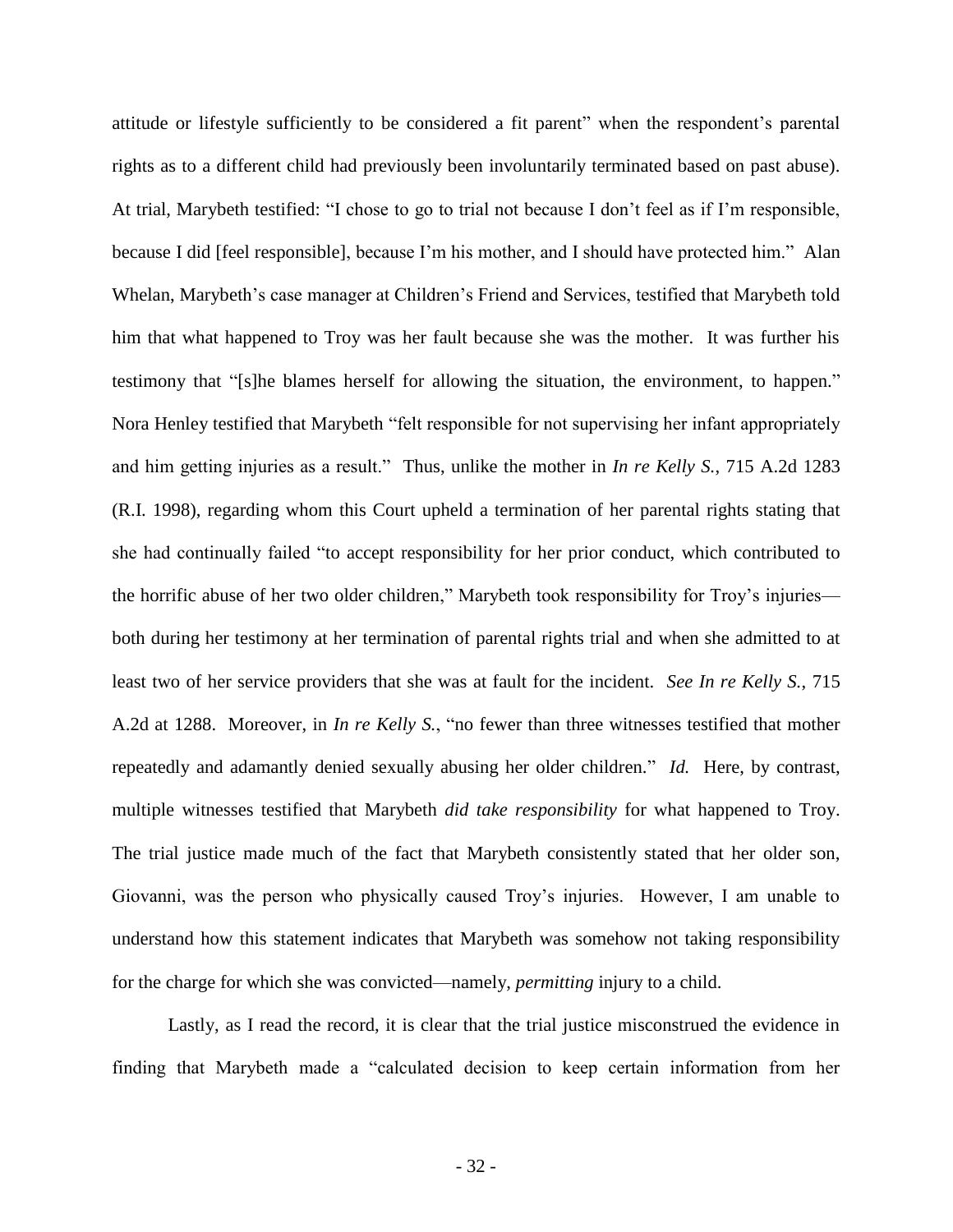attitude or lifestyle sufficiently to be considered a fit parent" when the respondent's parental rights as to a different child had previously been involuntarily terminated based on past abuse). At trial, Marybeth testified: "I chose to go to trial not because I don't feel as if I'm responsible, because I did [feel responsible], because I'm his mother, and I should have protected him." Alan Whelan, Marybeth's case manager at Children's Friend and Services, testified that Marybeth told him that what happened to Troy was her fault because she was the mother. It was further his testimony that "[s]he blames herself for allowing the situation, the environment, to happen." Nora Henley testified that Marybeth "felt responsible for not supervising her infant appropriately and him getting injuries as a result." Thus, unlike the mother in *In re Kelly S.*, 715 A.2d 1283 (R.I. 1998), regarding whom this Court upheld a termination of her parental rights stating that she had continually failed "to accept responsibility for her prior conduct, which contributed to the horrific abuse of her two older children," Marybeth took responsibility for Troy's injuries—both during her testimony at her termination of parental rights trial and when she admitted to at least two of her service providers that she was at fault for the incident. *See In re Kelly S.*, 715 A.2d at 1288. Moreover, in *In re Kelly S.*, "no fewer than three witnesses testified that mother repeatedly and adamantly denied sexually abusing her older children." *Id.* Here, by contrast, multiple witnesses testified that Marybeth *did take responsibility* for what happened to Troy. The trial justice made much of the fact that Marybeth consistently stated that her older son, Giovanni, was the person who physically caused Troy's injuries. However, I am unable to understand how this statement indicates that Marybeth was somehow not taking responsibility for the charge for which she was convicted—namely, *permitting* injury to a child.

Lastly, as I read the record, it is clear that the trial justice misconstrued the evidence in finding that Marybeth made a "calculated decision to keep certain information from her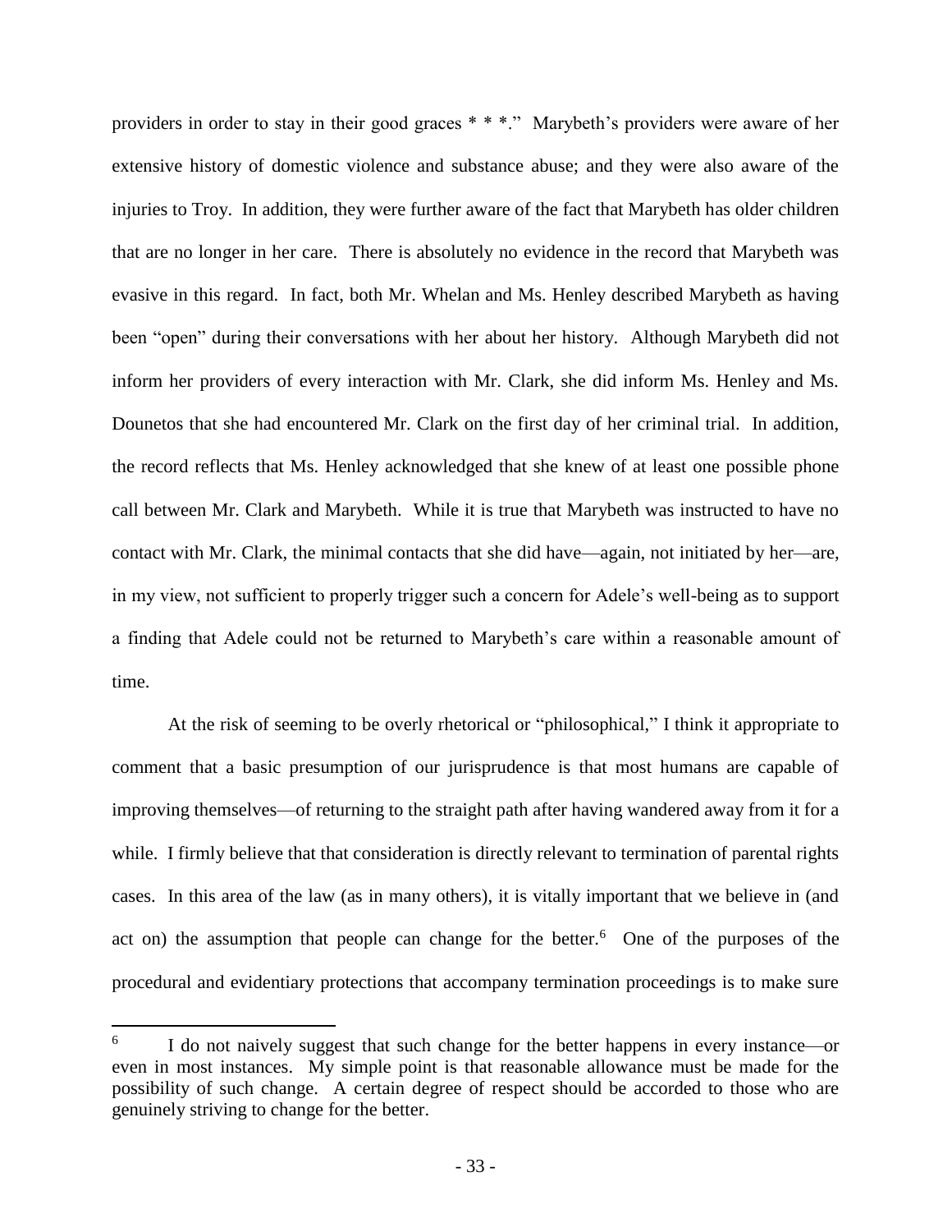providers in order to stay in their good graces * * *." Marybeth's providers were aware of her extensive history of domestic violence and substance abuse; and they were also aware of the injuries to Troy. In addition, they were further aware of the fact that Marybeth has older children that are no longer in her care. There is absolutely no evidence in the record that Marybeth was evasive in this regard. In fact, both Mr. Whelan and Ms. Henley described Marybeth as having been "open" during their conversations with her about her history. Although Marybeth did not inform her providers of every interaction with Mr. Clark, she did inform Ms. Henley and Ms. Dounetos that she had encountered Mr. Clark on the first day of her criminal trial. In addition, the record reflects that Ms. Henley acknowledged that she knew of at least one possible phone call between Mr. Clark and Marybeth. While it is true that Marybeth was instructed to have no contact with Mr. Clark, the minimal contacts that she did have—again, not initiated by her—are, in my view, not sufficient to properly trigger such a concern for Adele's well-being as to support a finding that Adele could not be returned to Marybeth's care within a reasonable amount of time.

At the risk of seeming to be overly rhetorical or "philosophical," I think it appropriate to comment that a basic presumption of our jurisprudence is that most humans are capable of improving themselves—of returning to the straight path after having wandered away from it for a while. I firmly believe that that consideration is directly relevant to termination of parental rights cases. In this area of the law (as in many others), it is vitally important that we believe in (and act on) the assumption that people can change for the better.[6] One of the purposes of the procedural and evidentiary protections that accompany termination proceedings is to make sure

[6] I do not naively suggest that such change for the better happens in every instance—or even in most instances. My simple point is that reasonable allowance must be made for the possibility of such change. A certain degree of respect should be accorded to those who are genuinely striving to change for the better.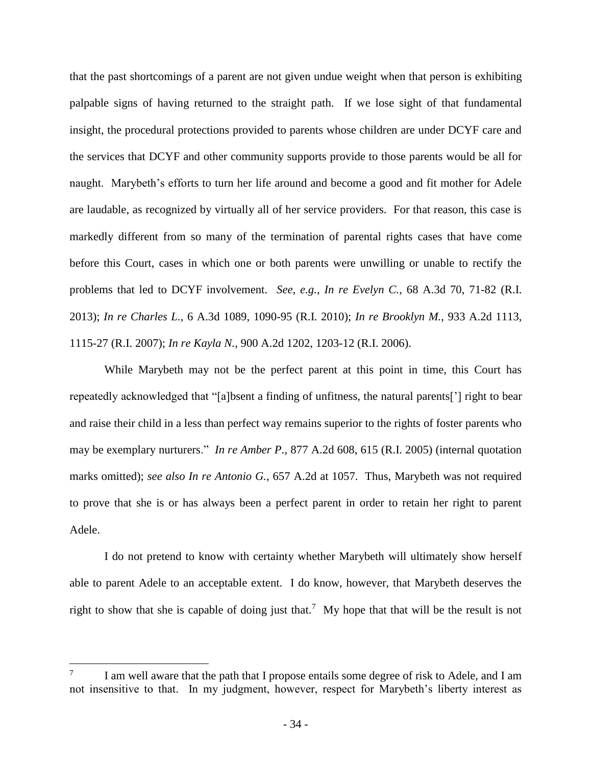that the past shortcomings of a parent are not given undue weight when that person is exhibiting palpable signs of having returned to the straight path. If we lose sight of that fundamental insight, the procedural protections provided to parents whose children are under DCYF care and the services that DCYF and other community supports provide to those parents would be all for naught. Marybeth's efforts to turn her life around and become a good and fit mother for Adele are laudable, as recognized by virtually all of her service providers. For that reason, this case is markedly different from so many of the termination of parental rights cases that have come before this Court, cases in which one or both parents were unwilling or unable to rectify the problems that led to DCYF involvement. *See, e.g.*, *In re Evelyn C.*, 68 A.3d 70, 71-82 (R.I. 2013); *In re Charles L.*, 6 A.3d 1089, 1090-95 (R.I. 2010); *In re Brooklyn M.*, 933 A.2d 1113, 1115-27 (R.I. 2007); *In re Kayla N.*, 900 A.2d 1202, 1203-12 (R.I. 2006).

While Marybeth may not be the perfect parent at this point in time, this Court has repeatedly acknowledged that "[a]bsent a finding of unfitness, the natural parents['] right to bear and raise their child in a less than perfect way remains superior to the rights of foster parents who may be exemplary nurturers." *In re Amber P.*, 877 A.2d 608, 615 (R.I. 2005) (internal quotation marks omitted); *see also In re Antonio G.*, 657 A.2d at 1057. Thus, Marybeth was not required to prove that she is or has always been a perfect parent in order to retain her right to parent Adele.

I do not pretend to know with certainty whether Marybeth will ultimately show herself able to parent Adele to an acceptable extent. I do know, however, that Marybeth deserves the right to show that she is capable of doing just that.[7] My hope that that will be the result is not

---

[7] I am well aware that the path that I propose entails some degree of risk to Adele, and I am not insensitive to that. In my judgment, however, respect for Marybeth's liberty interest as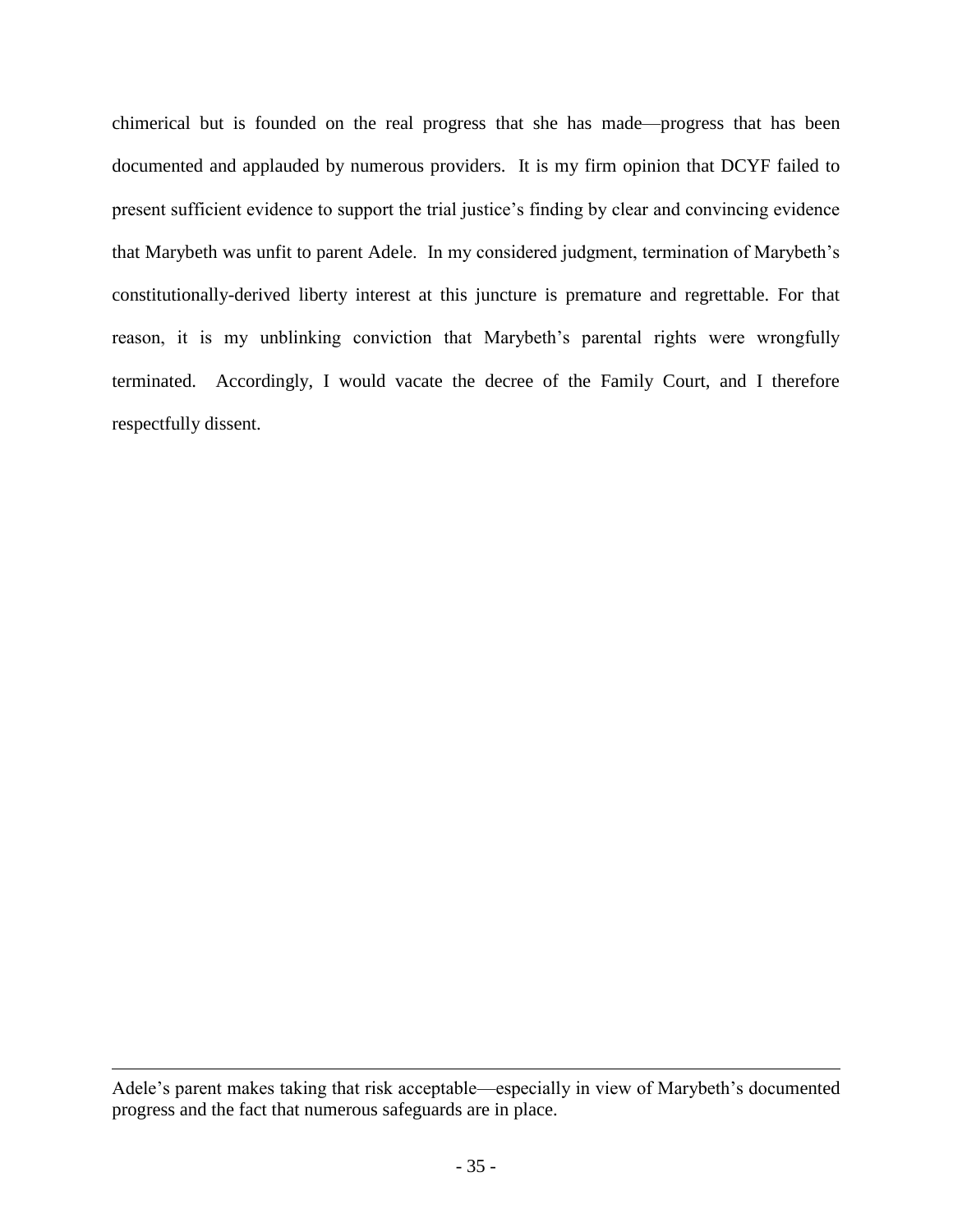chimerical but is founded on the real progress that she has made—progress that has been documented and applauded by numerous providers. It is my firm opinion that DCYF failed to present sufficient evidence to support the trial justice's finding by clear and convincing evidence that Marybeth was unfit to parent Adele. In my considered judgment, termination of Marybeth's constitutionally-derived liberty interest at this juncture is premature and regrettable. For that reason, it is my unblinking conviction that Marybeth's parental rights were wrongfully terminated. Accordingly, I would vacate the decree of the Family Court, and I therefore respectfully dissent.

---

Adele's parent makes taking that risk acceptable—especially in view of Marybeth's documented progress and the fact that numerous safeguards are in place.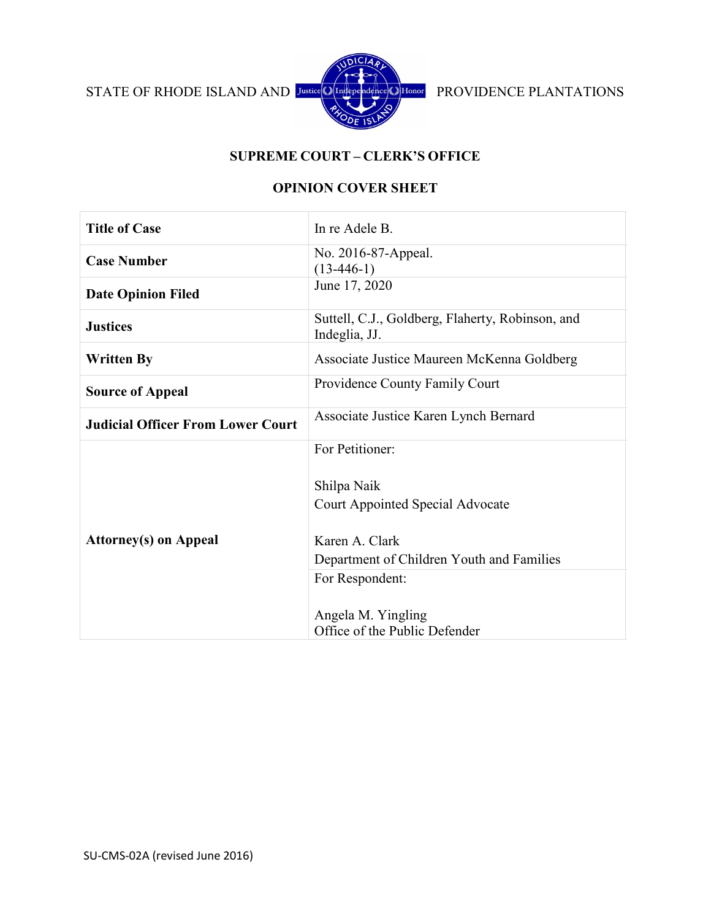STATE OF RHODE ISLAND AND PROVIDENCE PLANTATIONS

**SUPREME COURT – CLERK'S OFFICE**

**OPINION COVER SHEET**

| | |
|---|---|
| **Title of Case** | In re Adele B. |
| **Case Number** | No. 2016-87-Appeal.<br>(13-446-1) |
| **Date Opinion Filed** | June 17, 2020 |
| **Justices** | Suttell, C.J., Goldberg, Flaherty, Robinson, and Indeglia, JJ. |
| **Written By** | Associate Justice Maureen McKenna Goldberg |
| **Source of Appeal** | Providence County Family Court |
| **Judicial Officer From Lower Court** | Associate Justice Karen Lynch Bernard |
| **Attorney(s) on Appeal** | For Petitioner:<br><br>Shilpa Naik<br>Court Appointed Special Advocate<br><br>Karen A. Clark<br>Department of Children Youth and Families<br><br>For Respondent:<br><br>Angela M. Yingling<br>Office of the Public Defender |

SU-CMS-02A (revised June 2016)